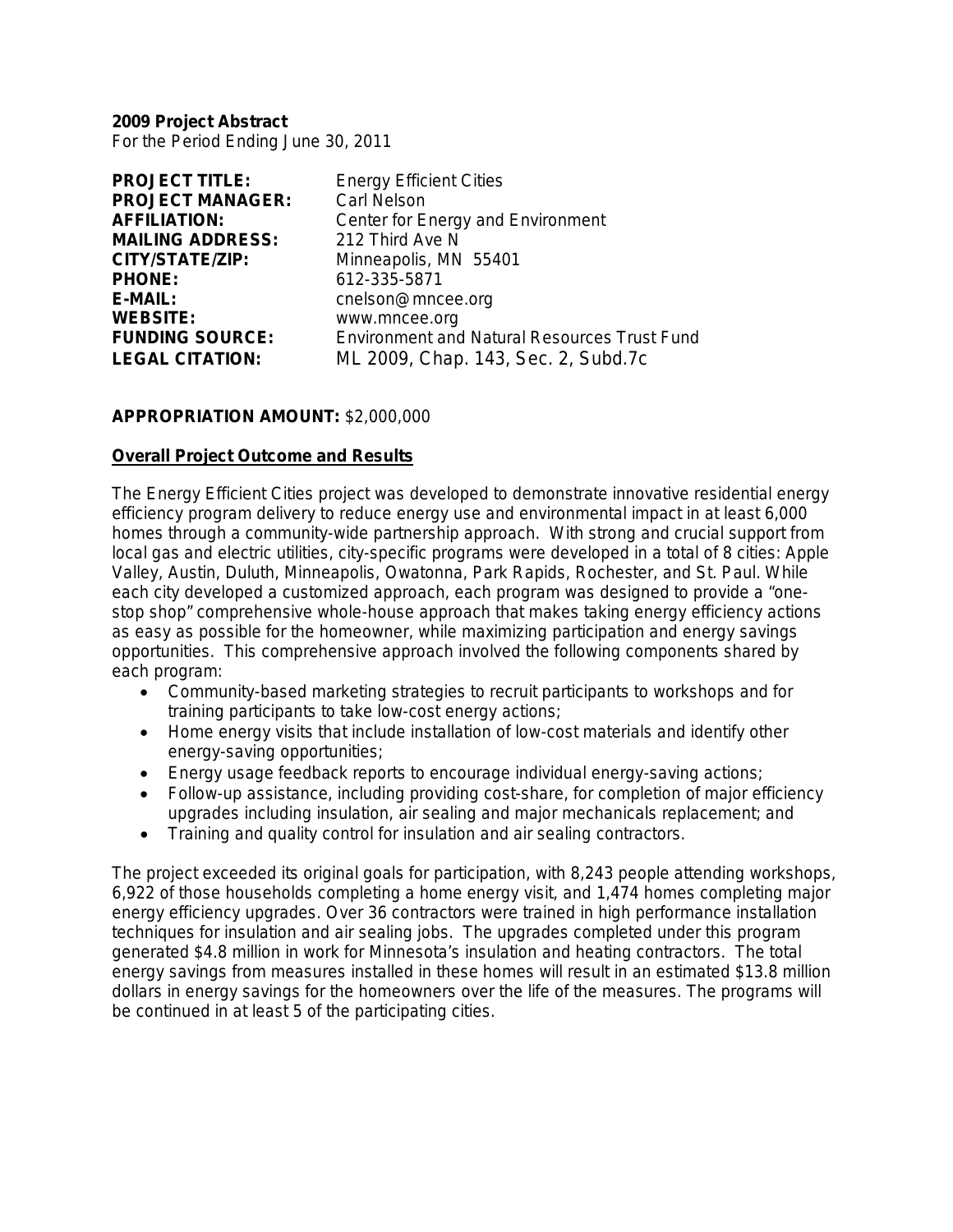**2009 Project Abstract**
For the Period Ending June 30, 2011

**PROJECT TITLE:** Energy Efficient Cities
**PROJECT MANAGER:** Carl Nelson
**AFFILIATION:** Center for Energy and Environment
**MAILING ADDRESS:** 212 Third Ave N
**CITY/STATE/ZIP:** Minneapolis, MN 55401
**PHONE:** 612-335-5871
**E-MAIL:** cnelson@mncee.org
**WEBSITE:** www.mncee.org
**FUNDING SOURCE:** Environment and Natural Resources Trust Fund
**LEGAL CITATION:** ML 2009, Chap. 143, Sec. 2, Subd.7c

**APPROPRIATION AMOUNT:** $2,000,000

**Overall Project Outcome and Results**

The Energy Efficient Cities project was developed to demonstrate innovative residential energy efficiency program delivery to reduce energy use and environmental impact in at least 6,000 homes through a community-wide partnership approach. With strong and crucial support from local gas and electric utilities, city-specific programs were developed in a total of 8 cities: Apple Valley, Austin, Duluth, Minneapolis, Owatonna, Park Rapids, Rochester, and St. Paul. While each city developed a customized approach, each program was designed to provide a "one-stop shop" comprehensive whole-house approach that makes taking energy efficiency actions as easy as possible for the homeowner, while maximizing participation and energy savings opportunities. This comprehensive approach involved the following components shared by each program:

- Community-based marketing strategies to recruit participants to workshops and for training participants to take low-cost energy actions;
- Home energy visits that include installation of low-cost materials and identify other energy-saving opportunities;
- Energy usage feedback reports to encourage individual energy-saving actions;
- Follow-up assistance, including providing cost-share, for completion of major efficiency upgrades including insulation, air sealing and major mechanicals replacement; and
- Training and quality control for insulation and air sealing contractors.

The project exceeded its original goals for participation, with 8,243 people attending workshops, 6,922 of those households completing a home energy visit, and 1,474 homes completing major energy efficiency upgrades. Over 36 contractors were trained in high performance installation techniques for insulation and air sealing jobs. The upgrades completed under this program generated $4.8 million in work for Minnesota's insulation and heating contractors. The total energy savings from measures installed in these homes will result in an estimated $13.8 million dollars in energy savings for the homeowners over the life of the measures. The programs will be continued in at least 5 of the participating cities.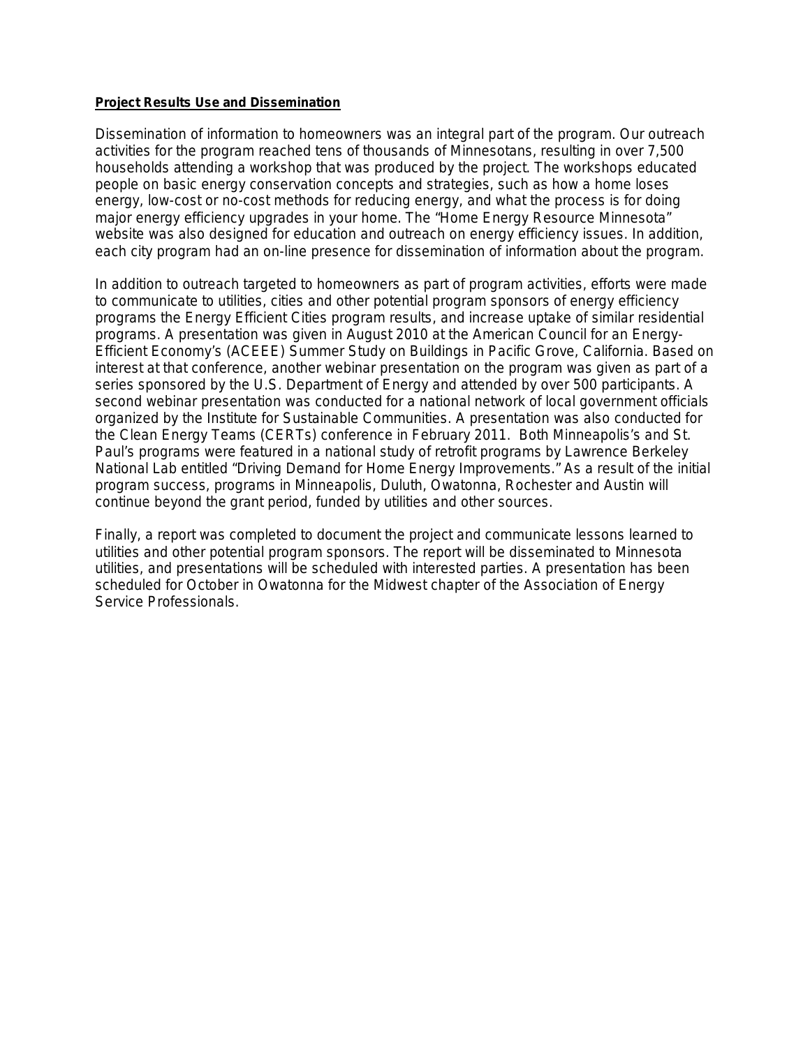**Project Results Use and Dissemination**

Dissemination of information to homeowners was an integral part of the program. Our outreach activities for the program reached tens of thousands of Minnesotans, resulting in over 7,500 households attending a workshop that was produced by the project. The workshops educated people on basic energy conservation concepts and strategies, such as how a home loses energy, low-cost or no-cost methods for reducing energy, and what the process is for doing major energy efficiency upgrades in your home. The "Home Energy Resource Minnesota" website was also designed for education and outreach on energy efficiency issues. In addition, each city program had an on-line presence for dissemination of information about the program.

In addition to outreach targeted to homeowners as part of program activities, efforts were made to communicate to utilities, cities and other potential program sponsors of energy efficiency programs the Energy Efficient Cities program results, and increase uptake of similar residential programs. A presentation was given in August 2010 at the American Council for an Energy-Efficient Economy's (ACEEE) Summer Study on Buildings in Pacific Grove, California. Based on interest at that conference, another webinar presentation on the program was given as part of a series sponsored by the U.S. Department of Energy and attended by over 500 participants. A second webinar presentation was conducted for a national network of local government officials organized by the Institute for Sustainable Communities. A presentation was also conducted for the Clean Energy Teams (CERTs) conference in February 2011. Both Minneapolis's and St. Paul's programs were featured in a national study of retrofit programs by Lawrence Berkeley National Lab entitled "Driving Demand for Home Energy Improvements." As a result of the initial program success, programs in Minneapolis, Duluth, Owatonna, Rochester and Austin will continue beyond the grant period, funded by utilities and other sources.

Finally, a report was completed to document the project and communicate lessons learned to utilities and other potential program sponsors. The report will be disseminated to Minnesota utilities, and presentations will be scheduled with interested parties. A presentation has been scheduled for October in Owatonna for the Midwest chapter of the Association of Energy Service Professionals.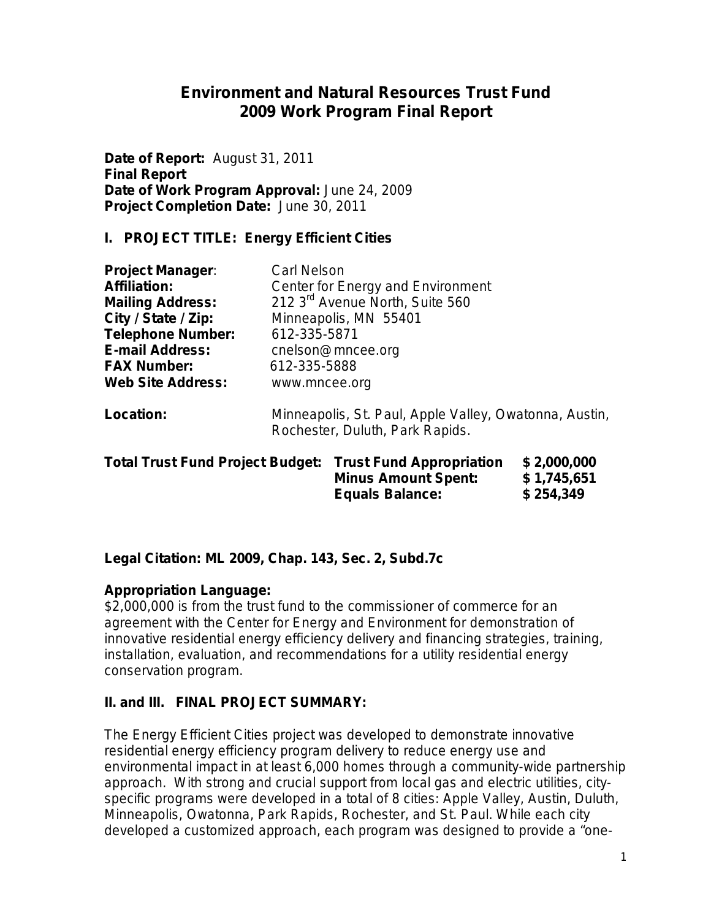# Environment and Natural Resources Trust Fund
# 2009 Work Program Final Report

**Date of Report:** August 31, 2011
**Final Report**
**Date of Work Program Approval:** June 24, 2009
**Project Completion Date:** June 30, 2011

## I. PROJECT TITLE: Energy Efficient Cities

| | |
|---|---|
| **Project Manager**: | Carl Nelson |
| **Affiliation:** | Center for Energy and Environment |
| **Mailing Address:** | 212 3rd Avenue North, Suite 560 |
| **City / State / Zip:** | Minneapolis, MN 55401 |
| **Telephone Number:** | 612-335-5871 |
| **E-mail Address:** | cnelson@mncee.org |
| **FAX Number:** | 612-335-5888 |
| **Web Site Address:** | www.mncee.org |

**Location:** Minneapolis, St. Paul, Apple Valley, Owatonna, Austin, Rochester, Duluth, Park Rapids.

| **Total Trust Fund Project Budget:** | | |
|---|---|---|
| | **Trust Fund Appropriation** | **$ 2,000,000** |
| | **Minus Amount Spent:** | **$ 1,745,651** |
| | **Equals Balance:** | **$ 254,349** |

**Legal Citation: ML 2009, Chap. 143, Sec. 2, Subd.7c**

**Appropriation Language:**
$2,000,000 is from the trust fund to the commissioner of commerce for an agreement with the Center for Energy and Environment for demonstration of innovative residential energy efficiency delivery and financing strategies, training, installation, evaluation, and recommendations for a utility residential energy conservation program.

## II. and III. FINAL PROJECT SUMMARY:

The Energy Efficient Cities project was developed to demonstrate innovative residential energy efficiency program delivery to reduce energy use and environmental impact in at least 6,000 homes through a community-wide partnership approach. With strong and crucial support from local gas and electric utilities, city-specific programs were developed in a total of 8 cities: Apple Valley, Austin, Duluth, Minneapolis, Owatonna, Park Rapids, Rochester, and St. Paul. While each city developed a customized approach, each program was designed to provide a "one-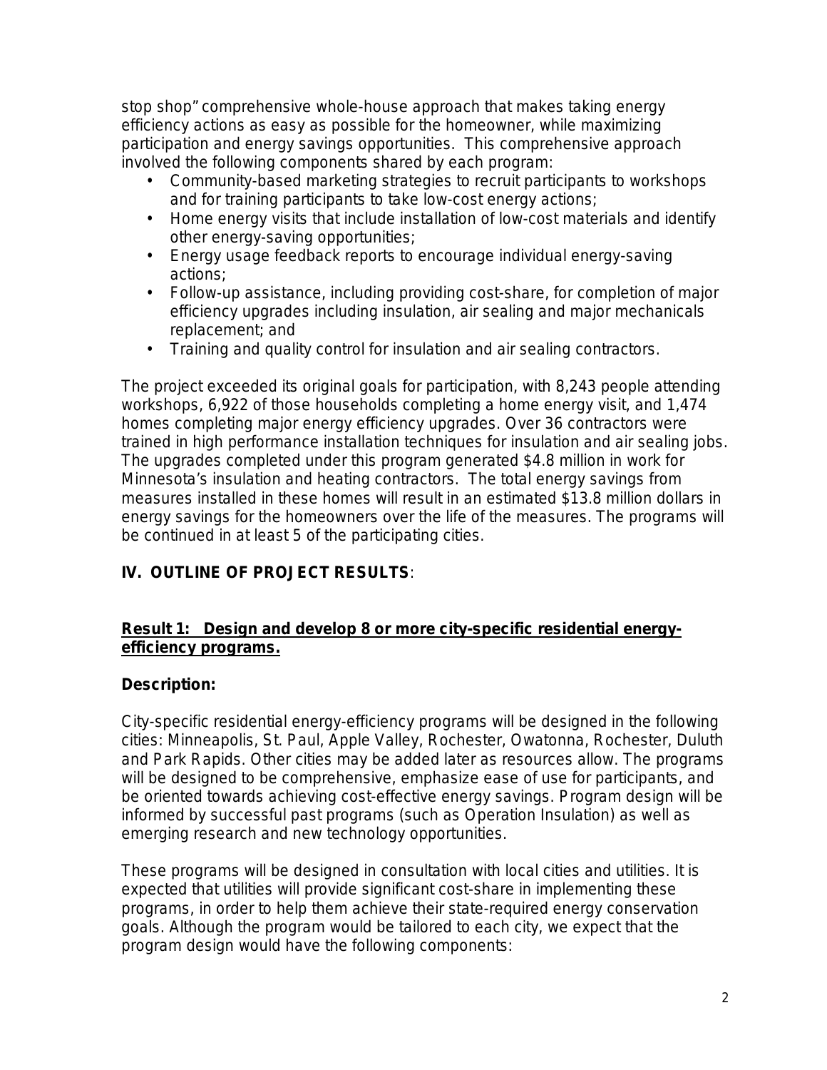stop shop" comprehensive whole-house approach that makes taking energy efficiency actions as easy as possible for the homeowner, while maximizing participation and energy savings opportunities. This comprehensive approach involved the following components shared by each program:

- Community-based marketing strategies to recruit participants to workshops and for training participants to take low-cost energy actions;
- Home energy visits that include installation of low-cost materials and identify other energy-saving opportunities;
- Energy usage feedback reports to encourage individual energy-saving actions;
- Follow-up assistance, including providing cost-share, for completion of major efficiency upgrades including insulation, air sealing and major mechanicals replacement; and
- Training and quality control for insulation and air sealing contractors.

The project exceeded its original goals for participation, with 8,243 people attending workshops, 6,922 of those households completing a home energy visit, and 1,474 homes completing major energy efficiency upgrades. Over 36 contractors were trained in high performance installation techniques for insulation and air sealing jobs. The upgrades completed under this program generated $4.8 million in work for Minnesota's insulation and heating contractors. The total energy savings from measures installed in these homes will result in an estimated $13.8 million dollars in energy savings for the homeowners over the life of the measures. The programs will be continued in at least 5 of the participating cities.

## IV. OUTLINE OF PROJECT RESULTS:

### Result 1: Design and develop 8 or more city-specific residential energy-efficiency programs.

**Description:**

City-specific residential energy-efficiency programs will be designed in the following cities: Minneapolis, St. Paul, Apple Valley, Rochester, Owatonna, Rochester, Duluth and Park Rapids. Other cities may be added later as resources allow. The programs will be designed to be comprehensive, emphasize ease of use for participants, and be oriented towards achieving cost-effective energy savings. Program design will be informed by successful past programs (such as Operation Insulation) as well as emerging research and new technology opportunities.

These programs will be designed in consultation with local cities and utilities. It is expected that utilities will provide significant cost-share in implementing these programs, in order to help them achieve their state-required energy conservation goals. Although the program would be tailored to each city, we expect that the program design would have the following components: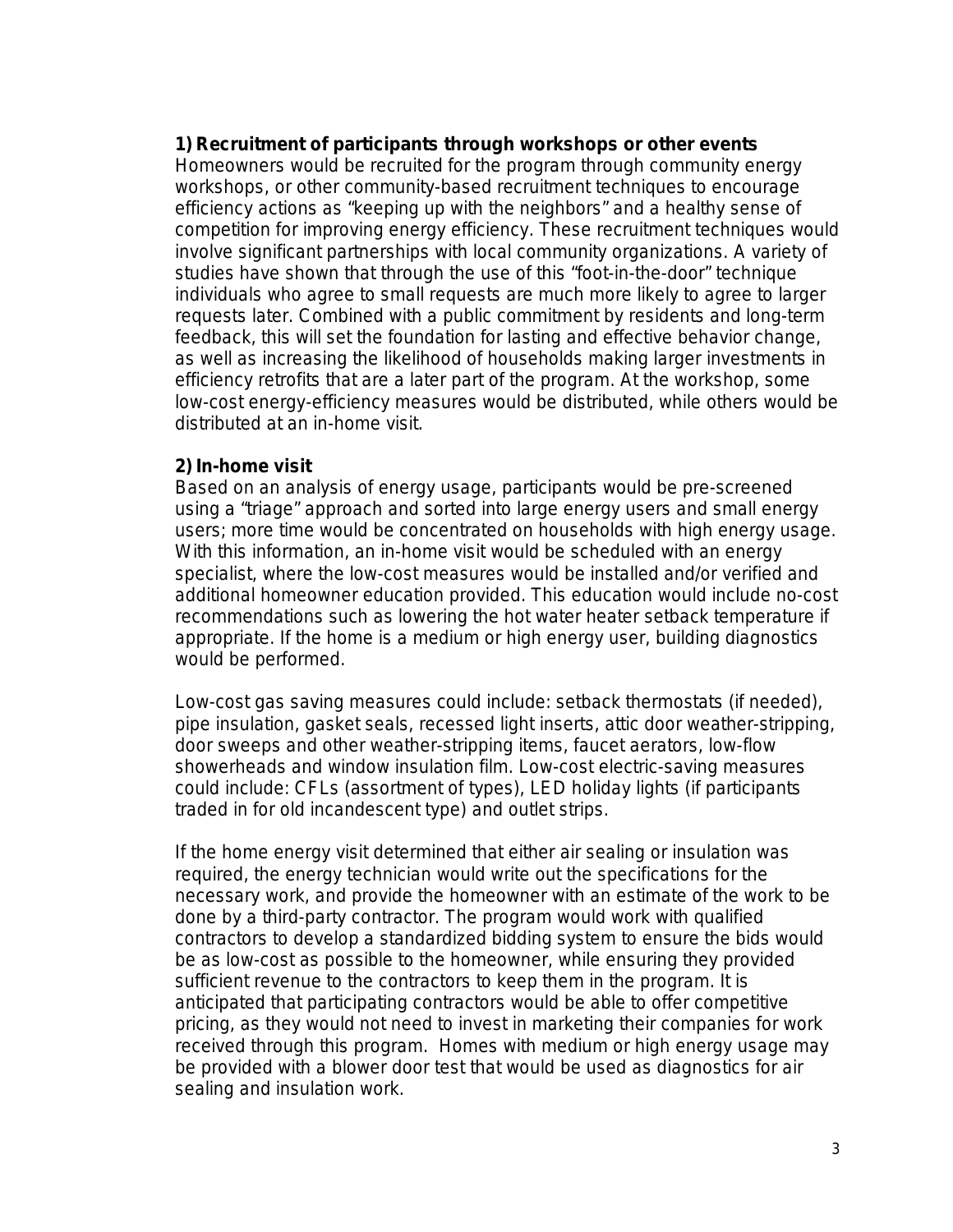**1) Recruitment of participants through workshops or other events**

Homeowners would be recruited for the program through community energy workshops, or other community-based recruitment techniques to encourage efficiency actions as "keeping up with the neighbors" and a healthy sense of competition for improving energy efficiency. These recruitment techniques would involve significant partnerships with local community organizations. A variety of studies have shown that through the use of this "foot-in-the-door" technique individuals who agree to small requests are much more likely to agree to larger requests later. Combined with a public commitment by residents and long-term feedback, this will set the foundation for lasting and effective behavior change, as well as increasing the likelihood of households making larger investments in efficiency retrofits that are a later part of the program. At the workshop, some low-cost energy-efficiency measures would be distributed, while others would be distributed at an in-home visit.

**2) In-home visit**

Based on an analysis of energy usage, participants would be pre-screened using a "triage" approach and sorted into large energy users and small energy users; more time would be concentrated on households with high energy usage. With this information, an in-home visit would be scheduled with an energy specialist, where the low-cost measures would be installed and/or verified and additional homeowner education provided. This education would include no-cost recommendations such as lowering the hot water heater setback temperature if appropriate. If the home is a medium or high energy user, building diagnostics would be performed.

Low-cost gas saving measures could include: setback thermostats (if needed), pipe insulation, gasket seals, recessed light inserts, attic door weather-stripping, door sweeps and other weather-stripping items, faucet aerators, low-flow showerheads and window insulation film. Low-cost electric-saving measures could include: CFLs (assortment of types), LED holiday lights (if participants traded in for old incandescent type) and outlet strips.

If the home energy visit determined that either air sealing or insulation was required, the energy technician would write out the specifications for the necessary work, and provide the homeowner with an estimate of the work to be done by a third-party contractor. The program would work with qualified contractors to develop a standardized bidding system to ensure the bids would be as low-cost as possible to the homeowner, while ensuring they provided sufficient revenue to the contractors to keep them in the program. It is anticipated that participating contractors would be able to offer competitive pricing, as they would not need to invest in marketing their companies for work received through this program. Homes with medium or high energy usage may be provided with a blower door test that would be used as diagnostics for air sealing and insulation work.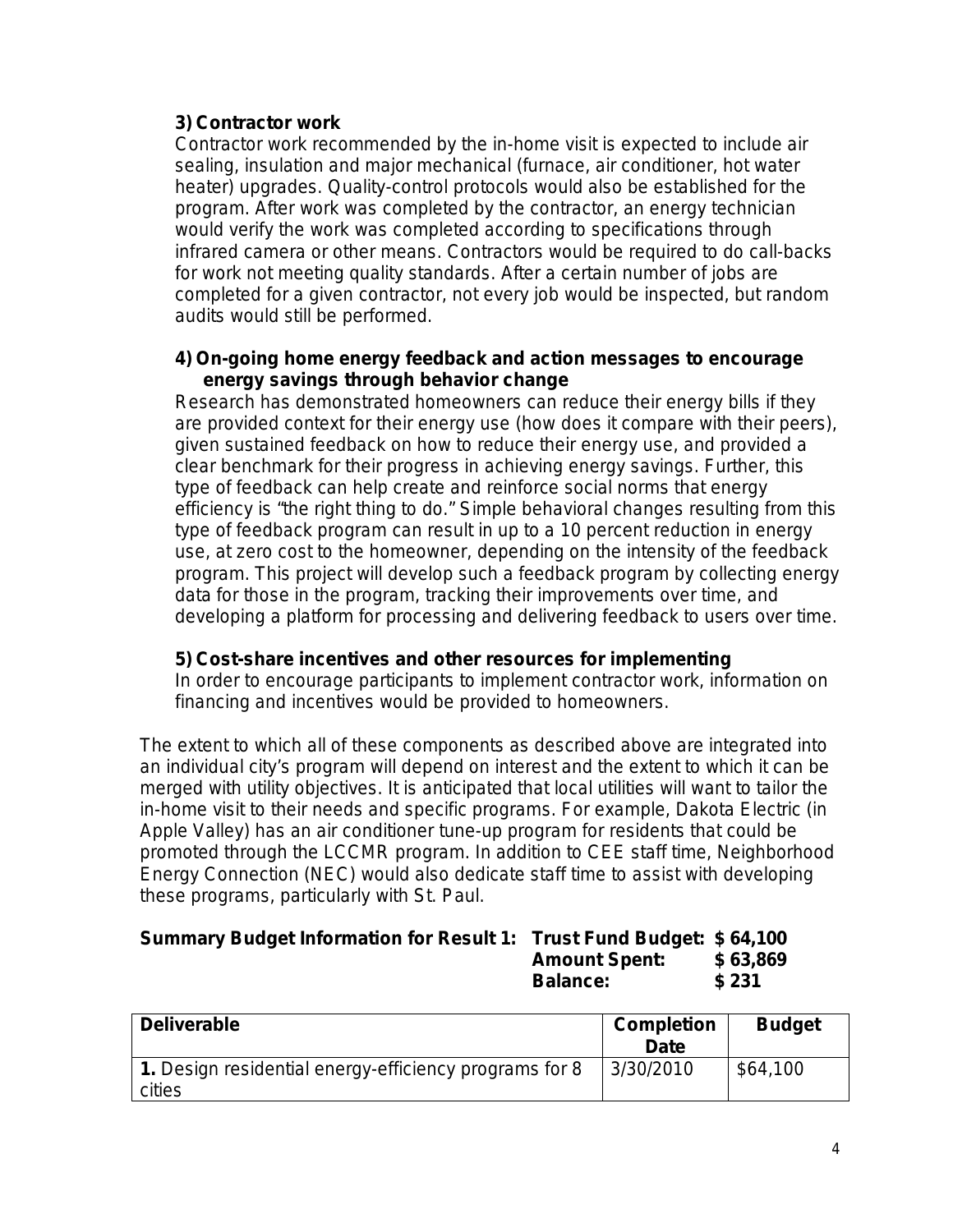**3) Contractor work**

Contractor work recommended by the in-home visit is expected to include air sealing, insulation and major mechanical (furnace, air conditioner, hot water heater) upgrades. Quality-control protocols would also be established for the program. After work was completed by the contractor, an energy technician would verify the work was completed according to specifications through infrared camera or other means. Contractors would be required to do call-backs for work not meeting quality standards. After a certain number of jobs are completed for a given contractor, not every job would be inspected, but random audits would still be performed.

**4) On-going home energy feedback and action messages to encourage energy savings through behavior change**

Research has demonstrated homeowners can reduce their energy bills if they are provided context for their energy use (how does it compare with their peers), given sustained feedback on how to reduce their energy use, and provided a clear benchmark for their progress in achieving energy savings. Further, this type of feedback can help create and reinforce social norms that energy efficiency is "the right thing to do." Simple behavioral changes resulting from this type of feedback program can result in up to a 10 percent reduction in energy use, at zero cost to the homeowner, depending on the intensity of the feedback program. This project will develop such a feedback program by collecting energy data for those in the program, tracking their improvements over time, and developing a platform for processing and delivering feedback to users over time.

**5) Cost-share incentives and other resources for implementing**

In order to encourage participants to implement contractor work, information on financing and incentives would be provided to homeowners.

The extent to which all of these components as described above are integrated into an individual city's program will depend on interest and the extent to which it can be merged with utility objectives. It is anticipated that local utilities will want to tailor the in-home visit to their needs and specific programs. For example, Dakota Electric (in Apple Valley) has an air conditioner tune-up program for residents that could be promoted through the LCCMR program. In addition to CEE staff time, Neighborhood Energy Connection (NEC) would also dedicate staff time to assist with developing these programs, particularly with St. Paul.

**Summary Budget Information for Result 1:**
**Trust Fund Budget: $ 64,100**
**Amount Spent: $ 63,869**
**Balance: $ 231**

| Deliverable | Completion Date | Budget |
|---|---|---|
| **1.** Design residential energy-efficiency programs for 8 cities | 3/30/2010 | $64,100 |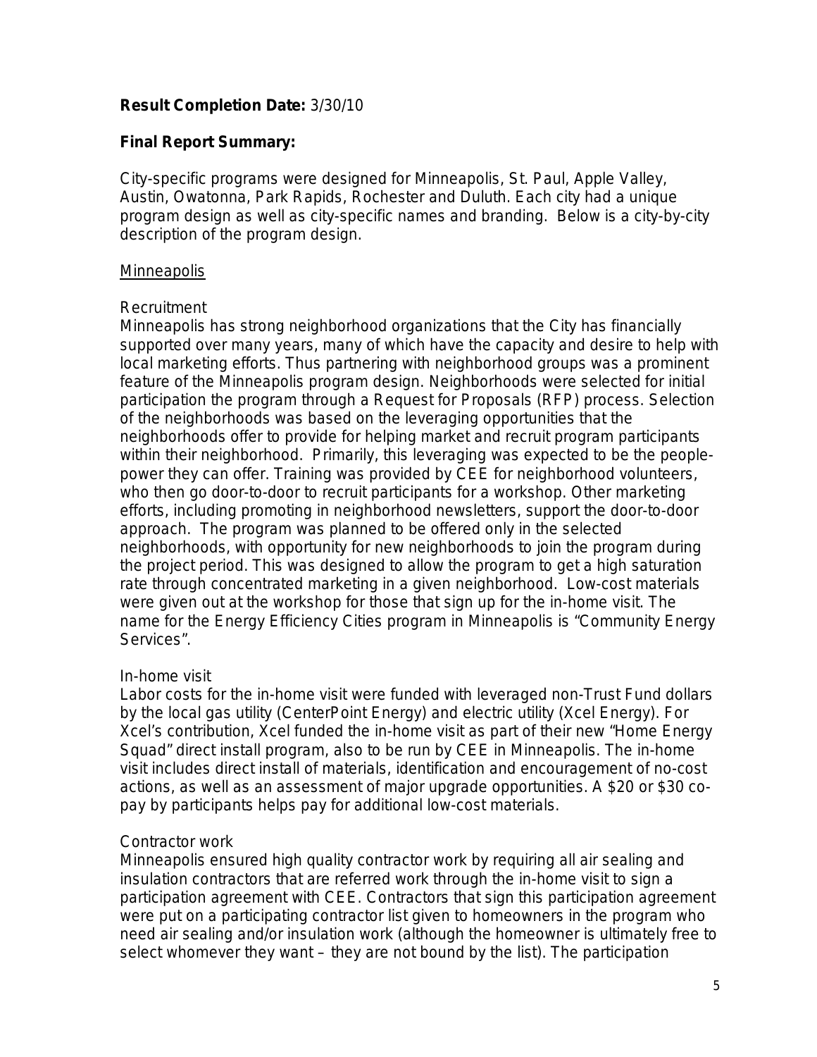**Result Completion Date:** 3/30/10

**Final Report Summary:**

City-specific programs were designed for Minneapolis, St. Paul, Apple Valley, Austin, Owatonna, Park Rapids, Rochester and Duluth. Each city had a unique program design as well as city-specific names and branding. Below is a city-by-city description of the program design.

<u>Minneapolis</u>

Recruitment

Minneapolis has strong neighborhood organizations that the City has financially supported over many years, many of which have the capacity and desire to help with local marketing efforts. Thus partnering with neighborhood groups was a prominent feature of the Minneapolis program design. Neighborhoods were selected for initial participation the program through a Request for Proposals (RFP) process. Selection of the neighborhoods was based on the leveraging opportunities that the neighborhoods offer to provide for helping market and recruit program participants within their neighborhood. Primarily, this leveraging was expected to be the people-power they can offer. Training was provided by CEE for neighborhood volunteers, who then go door-to-door to recruit participants for a workshop. Other marketing efforts, including promoting in neighborhood newsletters, support the door-to-door approach. The program was planned to be offered only in the selected neighborhoods, with opportunity for new neighborhoods to join the program during the project period. This was designed to allow the program to get a high saturation rate through concentrated marketing in a given neighborhood. Low-cost materials were given out at the workshop for those that sign up for the in-home visit. The name for the Energy Efficiency Cities program in Minneapolis is "Community Energy Services".

In-home visit

Labor costs for the in-home visit were funded with leveraged non-Trust Fund dollars by the local gas utility (CenterPoint Energy) and electric utility (Xcel Energy). For Xcel's contribution, Xcel funded the in-home visit as part of their new "Home Energy Squad" direct install program, also to be run by CEE in Minneapolis. The in-home visit includes direct install of materials, identification and encouragement of no-cost actions, as well as an assessment of major upgrade opportunities. A $20 or $30 co-pay by participants helps pay for additional low-cost materials.

Contractor work

Minneapolis ensured high quality contractor work by requiring all air sealing and insulation contractors that are referred work through the in-home visit to sign a participation agreement with CEE. Contractors that sign this participation agreement were put on a participating contractor list given to homeowners in the program who need air sealing and/or insulation work (although the homeowner is ultimately free to select whomever they want – they are not bound by the list). The participation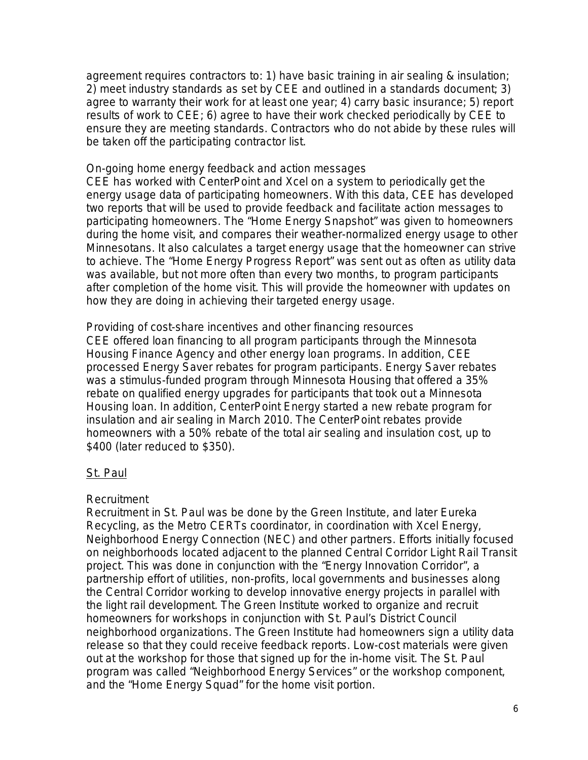agreement requires contractors to: 1) have basic training in air sealing & insulation; 2) meet industry standards as set by CEE and outlined in a standards document; 3) agree to warranty their work for at least one year; 4) carry basic insurance; 5) report results of work to CEE; 6) agree to have their work checked periodically by CEE to ensure they are meeting standards. Contractors who do not abide by these rules will be taken off the participating contractor list.

On-going home energy feedback and action messages
CEE has worked with CenterPoint and Xcel on a system to periodically get the energy usage data of participating homeowners. With this data, CEE has developed two reports that will be used to provide feedback and facilitate action messages to participating homeowners. The "Home Energy Snapshot" was given to homeowners during the home visit, and compares their weather-normalized energy usage to other Minnesotans. It also calculates a target energy usage that the homeowner can strive to achieve. The "Home Energy Progress Report" was sent out as often as utility data was available, but not more often than every two months, to program participants after completion of the home visit. This will provide the homeowner with updates on how they are doing in achieving their targeted energy usage.

Providing of cost-share incentives and other financing resources
CEE offered loan financing to all program participants through the Minnesota Housing Finance Agency and other energy loan programs. In addition, CEE processed Energy Saver rebates for program participants. Energy Saver rebates was a stimulus-funded program through Minnesota Housing that offered a 35% rebate on qualified energy upgrades for participants that took out a Minnesota Housing loan. In addition, CenterPoint Energy started a new rebate program for insulation and air sealing in March 2010. The CenterPoint rebates provide homeowners with a 50% rebate of the total air sealing and insulation cost, up to $400 (later reduced to $350).

<u>St. Paul</u>

Recruitment
Recruitment in St. Paul was be done by the Green Institute, and later Eureka Recycling, as the Metro CERTs coordinator, in coordination with Xcel Energy, Neighborhood Energy Connection (NEC) and other partners. Efforts initially focused on neighborhoods located adjacent to the planned Central Corridor Light Rail Transit project. This was done in conjunction with the "Energy Innovation Corridor", a partnership effort of utilities, non-profits, local governments and businesses along the Central Corridor working to develop innovative energy projects in parallel with the light rail development. The Green Institute worked to organize and recruit homeowners for workshops in conjunction with St. Paul's District Council neighborhood organizations. The Green Institute had homeowners sign a utility data release so that they could receive feedback reports. Low-cost materials were given out at the workshop for those that signed up for the in-home visit. The St. Paul program was called "Neighborhood Energy Services" or the workshop component, and the "Home Energy Squad" for the home visit portion.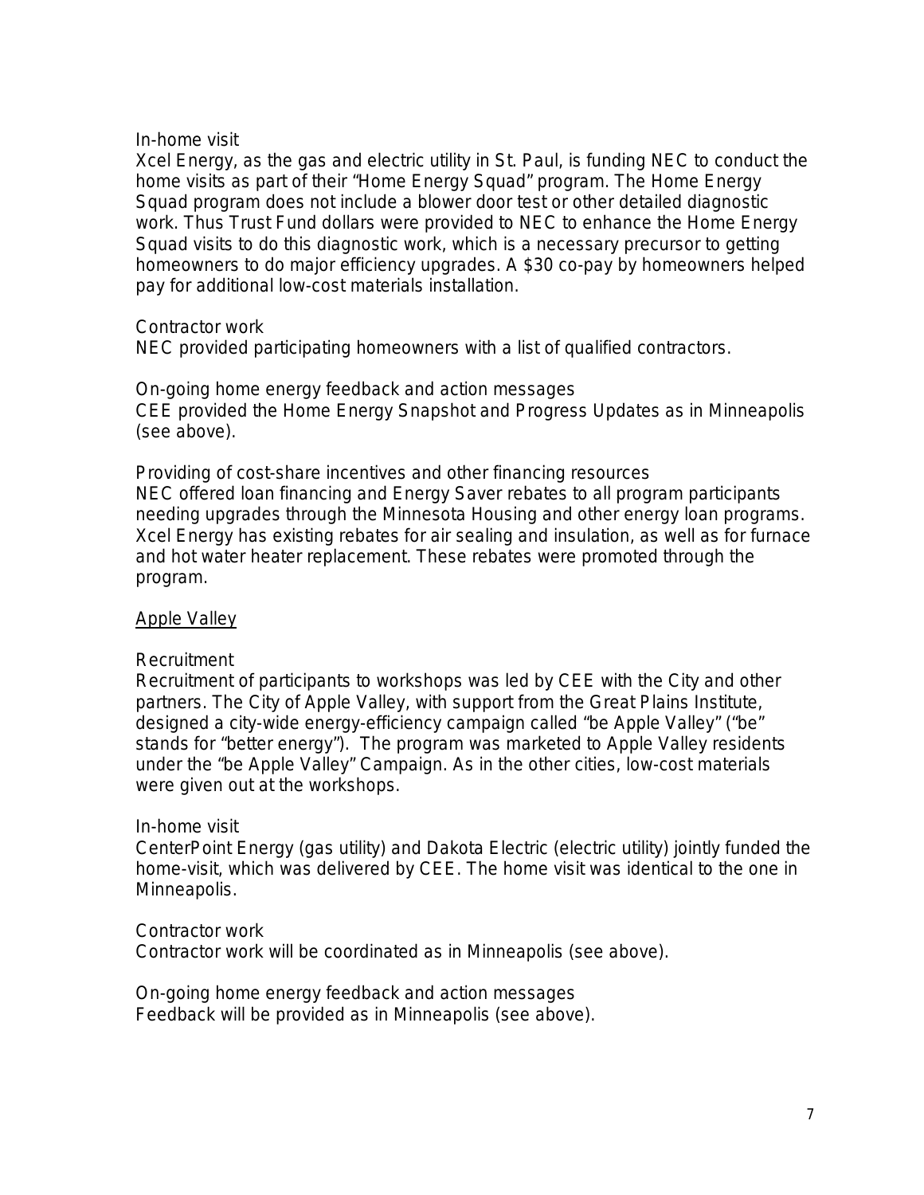In-home visit

Xcel Energy, as the gas and electric utility in St. Paul, is funding NEC to conduct the home visits as part of their "Home Energy Squad" program. The Home Energy Squad program does not include a blower door test or other detailed diagnostic work. Thus Trust Fund dollars were provided to NEC to enhance the Home Energy Squad visits to do this diagnostic work, which is a necessary precursor to getting homeowners to do major efficiency upgrades. A $30 co-pay by homeowners helped pay for additional low-cost materials installation.

Contractor work

NEC provided participating homeowners with a list of qualified contractors.

On-going home energy feedback and action messages

CEE provided the Home Energy Snapshot and Progress Updates as in Minneapolis (see above).

Providing of cost-share incentives and other financing resources

NEC offered loan financing and Energy Saver rebates to all program participants needing upgrades through the Minnesota Housing and other energy loan programs. Xcel Energy has existing rebates for air sealing and insulation, as well as for furnace and hot water heater replacement. These rebates were promoted through the program.

<u>Apple Valley</u>

Recruitment

Recruitment of participants to workshops was led by CEE with the City and other partners. The City of Apple Valley, with support from the Great Plains Institute, designed a city-wide energy-efficiency campaign called "be Apple Valley" ("be" stands for "better energy"). The program was marketed to Apple Valley residents under the "be Apple Valley" Campaign. As in the other cities, low-cost materials were given out at the workshops.

In-home visit

CenterPoint Energy (gas utility) and Dakota Electric (electric utility) jointly funded the home-visit, which was delivered by CEE. The home visit was identical to the one in Minneapolis.

Contractor work

Contractor work will be coordinated as in Minneapolis (see above).

On-going home energy feedback and action messages

Feedback will be provided as in Minneapolis (see above).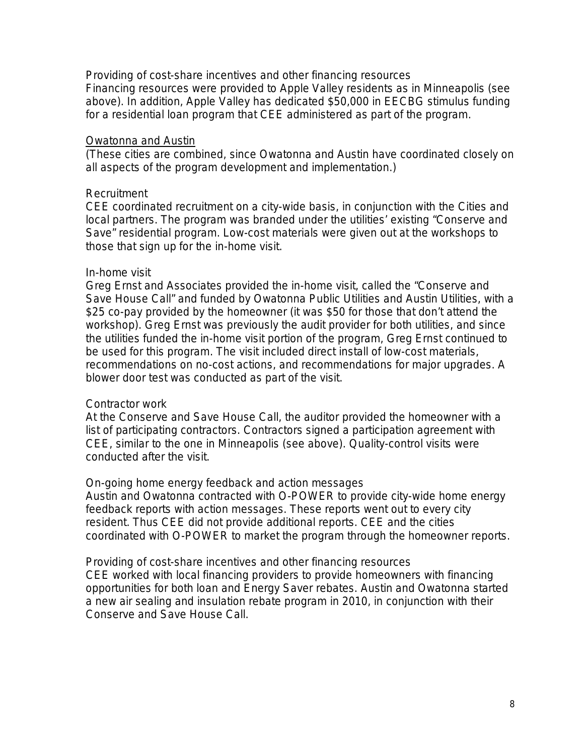Providing of cost-share incentives and other financing resources
Financing resources were provided to Apple Valley residents as in Minneapolis (see above). In addition, Apple Valley has dedicated $50,000 in EECBG stimulus funding for a residential loan program that CEE administered as part of the program.

<u>Owatonna and Austin</u>

(These cities are combined, since Owatonna and Austin have coordinated closely on all aspects of the program development and implementation.)

Recruitment
CEE coordinated recruitment on a city-wide basis, in conjunction with the Cities and local partners. The program was branded under the utilities' existing "Conserve and Save" residential program. Low-cost materials were given out at the workshops to those that sign up for the in-home visit.

In-home visit
Greg Ernst and Associates provided the in-home visit, called the "Conserve and Save House Call" and funded by Owatonna Public Utilities and Austin Utilities, with a $25 co-pay provided by the homeowner (it was $50 for those that don't attend the workshop). Greg Ernst was previously the audit provider for both utilities, and since the utilities funded the in-home visit portion of the program, Greg Ernst continued to be used for this program. The visit included direct install of low-cost materials, recommendations on no-cost actions, and recommendations for major upgrades. A blower door test was conducted as part of the visit.

Contractor work
At the Conserve and Save House Call, the auditor provided the homeowner with a list of participating contractors. Contractors signed a participation agreement with CEE, similar to the one in Minneapolis (see above). Quality-control visits were conducted after the visit.

On-going home energy feedback and action messages
Austin and Owatonna contracted with O-POWER to provide city-wide home energy feedback reports with action messages. These reports went out to every city resident. Thus CEE did not provide additional reports. CEE and the cities coordinated with O-POWER to market the program through the homeowner reports.

Providing of cost-share incentives and other financing resources
CEE worked with local financing providers to provide homeowners with financing opportunities for both loan and Energy Saver rebates. Austin and Owatonna started a new air sealing and insulation rebate program in 2010, in conjunction with their Conserve and Save House Call.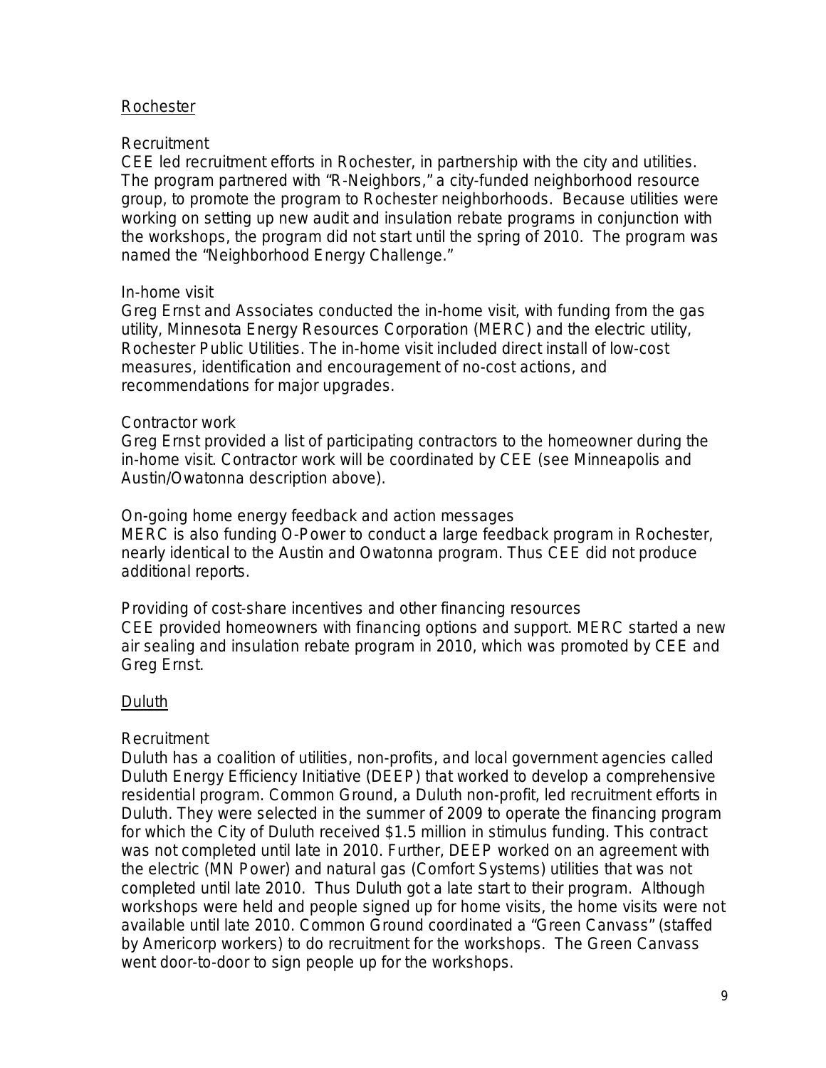## Rochester

### Recruitment

CEE led recruitment efforts in Rochester, in partnership with the city and utilities. The program partnered with "R-Neighbors," a city-funded neighborhood resource group, to promote the program to Rochester neighborhoods. Because utilities were working on setting up new audit and insulation rebate programs in conjunction with the workshops, the program did not start until the spring of 2010. The program was named the "Neighborhood Energy Challenge."

### In-home visit

Greg Ernst and Associates conducted the in-home visit, with funding from the gas utility, Minnesota Energy Resources Corporation (MERC) and the electric utility, Rochester Public Utilities. The in-home visit included direct install of low-cost measures, identification and encouragement of no-cost actions, and recommendations for major upgrades.

### Contractor work

Greg Ernst provided a list of participating contractors to the homeowner during the in-home visit. Contractor work will be coordinated by CEE (see Minneapolis and Austin/Owatonna description above).

### On-going home energy feedback and action messages

MERC is also funding O-Power to conduct a large feedback program in Rochester, nearly identical to the Austin and Owatonna program. Thus CEE did not produce additional reports.

### Providing of cost-share incentives and other financing resources

CEE provided homeowners with financing options and support. MERC started a new air sealing and insulation rebate program in 2010, which was promoted by CEE and Greg Ernst.

## Duluth

### Recruitment

Duluth has a coalition of utilities, non-profits, and local government agencies called Duluth Energy Efficiency Initiative (DEEP) that worked to develop a comprehensive residential program. Common Ground, a Duluth non-profit, led recruitment efforts in Duluth. They were selected in the summer of 2009 to operate the financing program for which the City of Duluth received $1.5 million in stimulus funding. This contract was not completed until late in 2010. Further, DEEP worked on an agreement with the electric (MN Power) and natural gas (Comfort Systems) utilities that was not completed until late 2010. Thus Duluth got a late start to their program. Although workshops were held and people signed up for home visits, the home visits were not available until late 2010. Common Ground coordinated a "Green Canvass" (staffed by Americorp workers) to do recruitment for the workshops. The Green Canvass went door-to-door to sign people up for the workshops.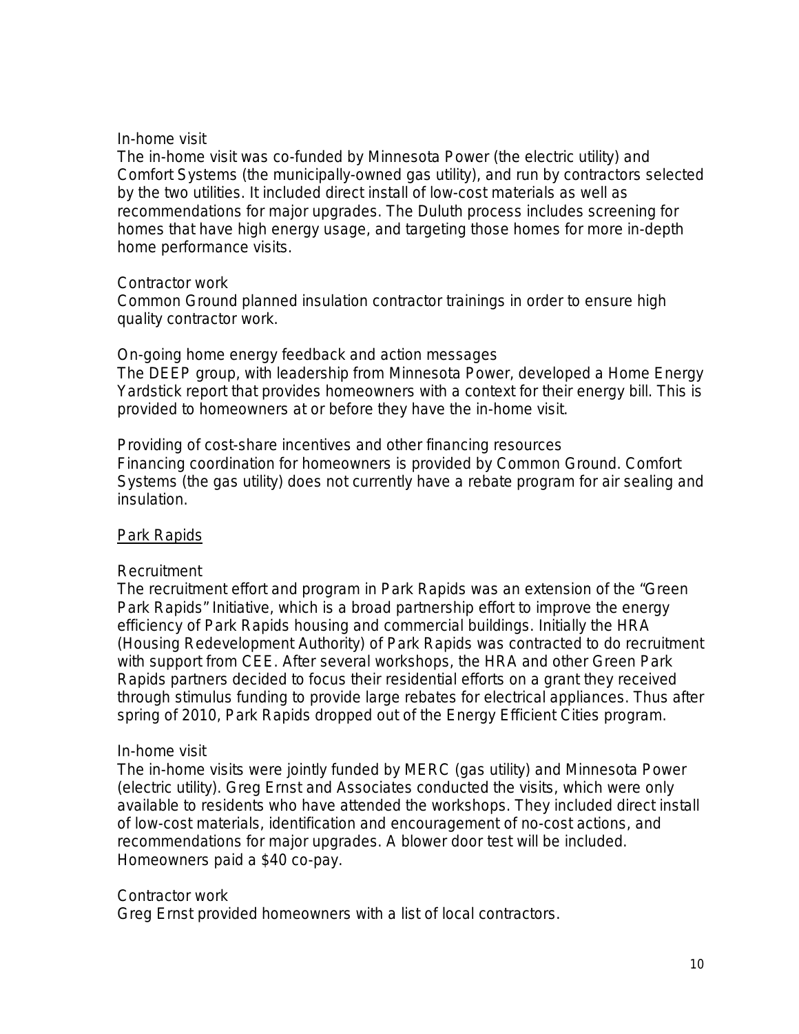In-home visit

The in-home visit was co-funded by Minnesota Power (the electric utility) and Comfort Systems (the municipally-owned gas utility), and run by contractors selected by the two utilities. It included direct install of low-cost materials as well as recommendations for major upgrades. The Duluth process includes screening for homes that have high energy usage, and targeting those homes for more in-depth home performance visits.

Contractor work

Common Ground planned insulation contractor trainings in order to ensure high quality contractor work.

On-going home energy feedback and action messages

The DEEP group, with leadership from Minnesota Power, developed a Home Energy Yardstick report that provides homeowners with a context for their energy bill. This is provided to homeowners at or before they have the in-home visit.

Providing of cost-share incentives and other financing resources

Financing coordination for homeowners is provided by Common Ground. Comfort Systems (the gas utility) does not currently have a rebate program for air sealing and insulation.

<u>Park Rapids</u>

Recruitment

The recruitment effort and program in Park Rapids was an extension of the "Green Park Rapids" Initiative, which is a broad partnership effort to improve the energy efficiency of Park Rapids housing and commercial buildings. Initially the HRA (Housing Redevelopment Authority) of Park Rapids was contracted to do recruitment with support from CEE. After several workshops, the HRA and other Green Park Rapids partners decided to focus their residential efforts on a grant they received through stimulus funding to provide large rebates for electrical appliances. Thus after spring of 2010, Park Rapids dropped out of the Energy Efficient Cities program.

In-home visit

The in-home visits were jointly funded by MERC (gas utility) and Minnesota Power (electric utility). Greg Ernst and Associates conducted the visits, which were only available to residents who have attended the workshops. They included direct install of low-cost materials, identification and encouragement of no-cost actions, and recommendations for major upgrades. A blower door test will be included. Homeowners paid a $40 co-pay.

Contractor work

Greg Ernst provided homeowners with a list of local contractors.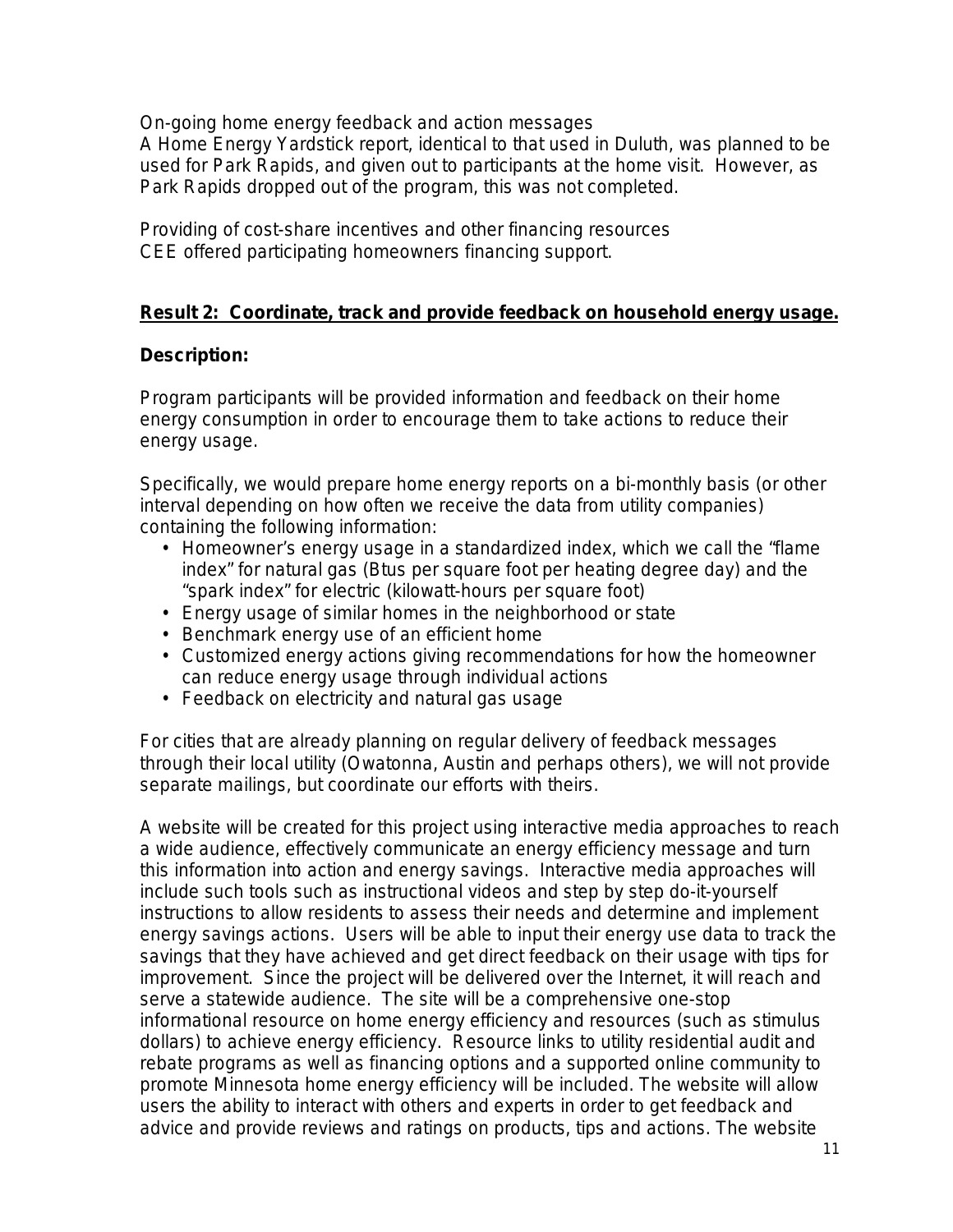On-going home energy feedback and action messages
A Home Energy Yardstick report, identical to that used in Duluth, was planned to be used for Park Rapids, and given out to participants at the home visit. However, as Park Rapids dropped out of the program, this was not completed.

Providing of cost-share incentives and other financing resources
CEE offered participating homeowners financing support.

## **Result 2: Coordinate, track and provide feedback on household energy usage.**

### **Description:**

Program participants will be provided information and feedback on their home energy consumption in order to encourage them to take actions to reduce their energy usage.

Specifically, we would prepare home energy reports on a bi-monthly basis (or other interval depending on how often we receive the data from utility companies) containing the following information:

- Homeowner's energy usage in a standardized index, which we call the "flame index" for natural gas (Btus per square foot per heating degree day) and the "spark index" for electric (kilowatt-hours per square foot)
- Energy usage of similar homes in the neighborhood or state
- Benchmark energy use of an efficient home
- Customized energy actions giving recommendations for how the homeowner can reduce energy usage through individual actions
- Feedback on electricity and natural gas usage

For cities that are already planning on regular delivery of feedback messages through their local utility (Owatonna, Austin and perhaps others), we will not provide separate mailings, but coordinate our efforts with theirs.

A website will be created for this project using interactive media approaches to reach a wide audience, effectively communicate an energy efficiency message and turn this information into action and energy savings. Interactive media approaches will include such tools such as instructional videos and step by step do-it-yourself instructions to allow residents to assess their needs and determine and implement energy savings actions. Users will be able to input their energy use data to track the savings that they have achieved and get direct feedback on their usage with tips for improvement. Since the project will be delivered over the Internet, it will reach and serve a statewide audience. The site will be a comprehensive one-stop informational resource on home energy efficiency and resources (such as stimulus dollars) to achieve energy efficiency. Resource links to utility residential audit and rebate programs as well as financing options and a supported online community to promote Minnesota home energy efficiency will be included. The website will allow users the ability to interact with others and experts in order to get feedback and advice and provide reviews and ratings on products, tips and actions. The website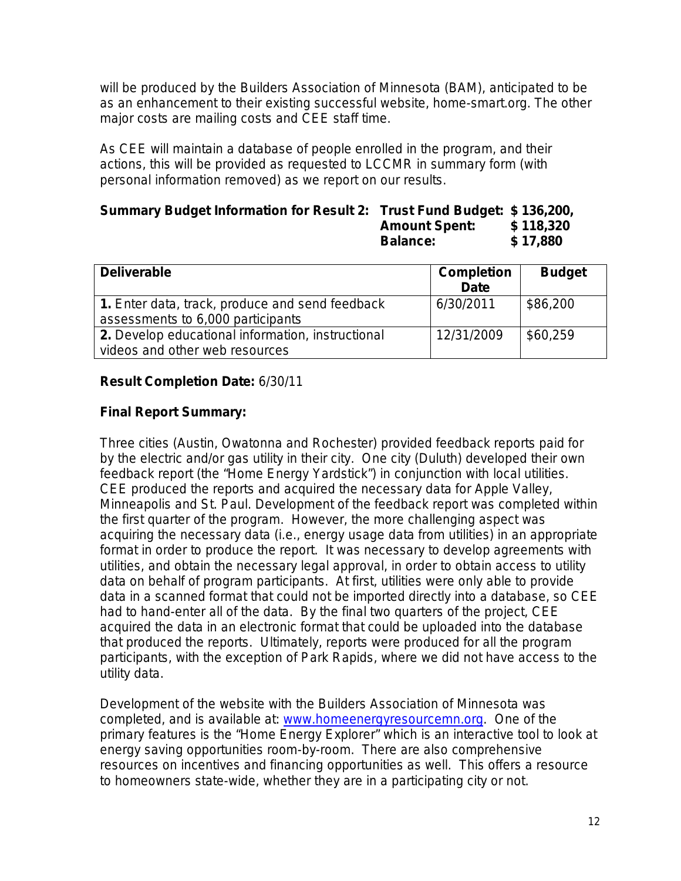will be produced by the Builders Association of Minnesota (BAM), anticipated to be as an enhancement to their existing successful website, home-smart.org. The other major costs are mailing costs and CEE staff time.

As CEE will maintain a database of people enrolled in the program, and their actions, this will be provided as requested to LCCMR in summary form (with personal information removed) as we report on our results.

**Summary Budget Information for Result 2: Trust Fund Budget: $ 136,200,**
**Amount Spent: $ 118,320**
**Balance: $ 17,880**

| **Deliverable** | **Completion Date** | **Budget** |
|---|---|---|
| **1.** Enter data, track, produce and send feedback assessments to 6,000 participants | 6/30/2011 | $86,200 |
| **2.** Develop educational information, instructional videos and other web resources | 12/31/2009 | $60,259 |

**Result Completion Date:** 6/30/11

**Final Report Summary:**

Three cities (Austin, Owatonna and Rochester) provided feedback reports paid for by the electric and/or gas utility in their city. One city (Duluth) developed their own feedback report (the "Home Energy Yardstick") in conjunction with local utilities. CEE produced the reports and acquired the necessary data for Apple Valley, Minneapolis and St. Paul. Development of the feedback report was completed within the first quarter of the program. However, the more challenging aspect was acquiring the necessary data (i.e., energy usage data from utilities) in an appropriate format in order to produce the report. It was necessary to develop agreements with utilities, and obtain the necessary legal approval, in order to obtain access to utility data on behalf of program participants. At first, utilities were only able to provide data in a scanned format that could not be imported directly into a database, so CEE had to hand-enter all of the data. By the final two quarters of the project, CEE acquired the data in an electronic format that could be uploaded into the database that produced the reports. Ultimately, reports were produced for all the program participants, with the exception of Park Rapids, where we did not have access to the utility data.

Development of the website with the Builders Association of Minnesota was completed, and is available at: www.homeenergyresourcemn.org. One of the primary features is the "Home Energy Explorer" which is an interactive tool to look at energy saving opportunities room-by-room. There are also comprehensive resources on incentives and financing opportunities as well. This offers a resource to homeowners state-wide, whether they are in a participating city or not.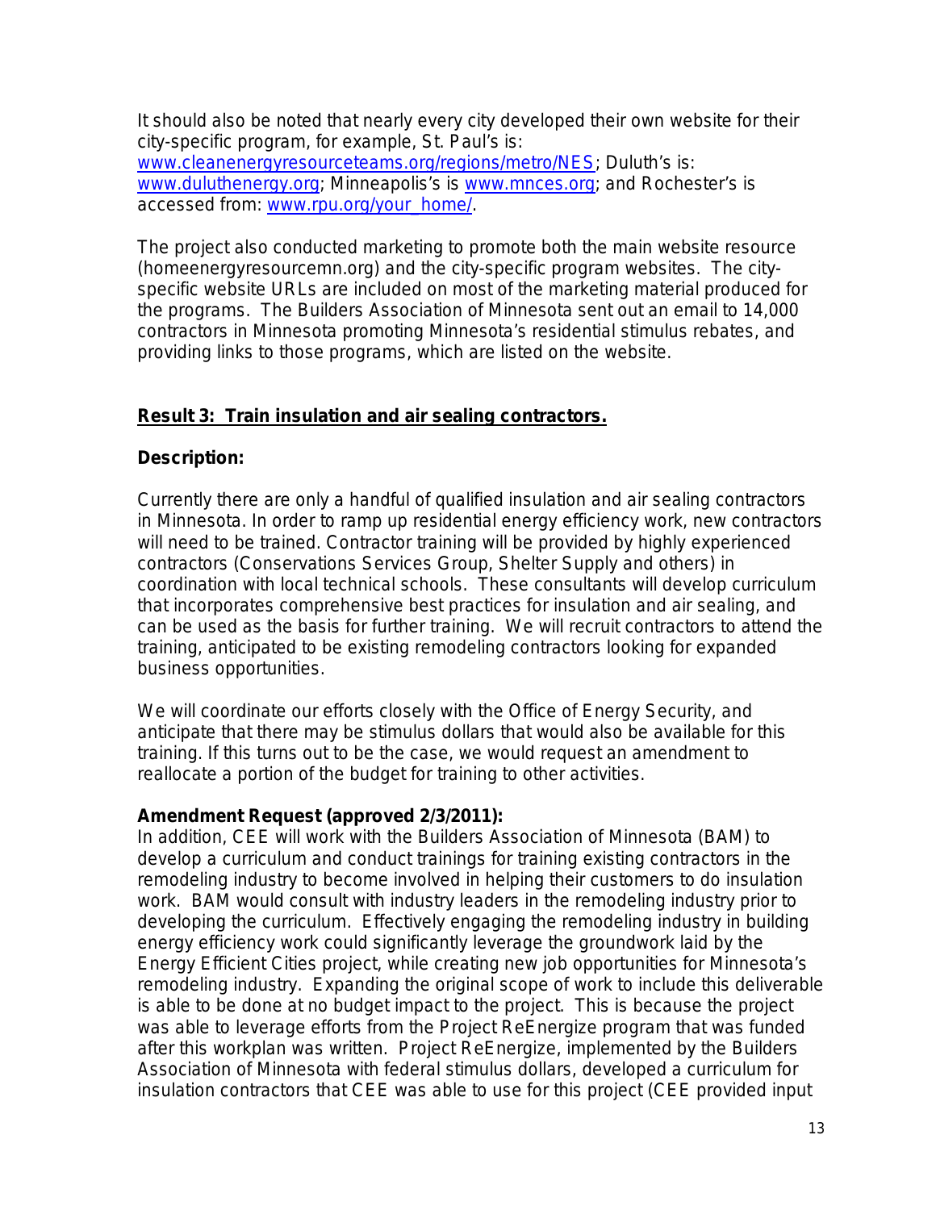It should also be noted that nearly every city developed their own website for their city-specific program, for example, St. Paul's is: [www.cleanenergyresourceteams.org/regions/metro/NES](www.cleanenergyresourceteams.org/regions/metro/NES); Duluth's is: [www.duluthenergy.org](www.duluthenergy.org); Minneapolis's is [www.mnces.org](www.mnces.org); and Rochester's is accessed from: [www.rpu.org/your_home/](www.rpu.org/your_home/).

The project also conducted marketing to promote both the main website resource (homeenergyresourcemn.org) and the city-specific program websites. The city-specific website URLs are included on most of the marketing material produced for the programs. The Builders Association of Minnesota sent out an email to 14,000 contractors in Minnesota promoting Minnesota's residential stimulus rebates, and providing links to those programs, which are listed on the website.

## **Result 3: Train insulation and air sealing contractors.**

**Description:**

Currently there are only a handful of qualified insulation and air sealing contractors in Minnesota. In order to ramp up residential energy efficiency work, new contractors will need to be trained. Contractor training will be provided by highly experienced contractors (Conservations Services Group, Shelter Supply and others) in coordination with local technical schools. These consultants will develop curriculum that incorporates comprehensive best practices for insulation and air sealing, and can be used as the basis for further training. We will recruit contractors to attend the training, anticipated to be existing remodeling contractors looking for expanded business opportunities.

We will coordinate our efforts closely with the Office of Energy Security, and anticipate that there may be stimulus dollars that would also be available for this training. If this turns out to be the case, we would request an amendment to reallocate a portion of the budget for training to other activities.

**Amendment Request (approved 2/3/2011):**
In addition, CEE will work with the Builders Association of Minnesota (BAM) to develop a curriculum and conduct trainings for training existing contractors in the remodeling industry to become involved in helping their customers to do insulation work. BAM would consult with industry leaders in the remodeling industry prior to developing the curriculum. Effectively engaging the remodeling industry in building energy efficiency work could significantly leverage the groundwork laid by the Energy Efficient Cities project, while creating new job opportunities for Minnesota's remodeling industry. Expanding the original scope of work to include this deliverable is able to be done at no budget impact to the project. This is because the project was able to leverage efforts from the Project ReEnergize program that was funded after this workplan was written. Project ReEnergize, implemented by the Builders Association of Minnesota with federal stimulus dollars, developed a curriculum for insulation contractors that CEE was able to use for this project (CEE provided input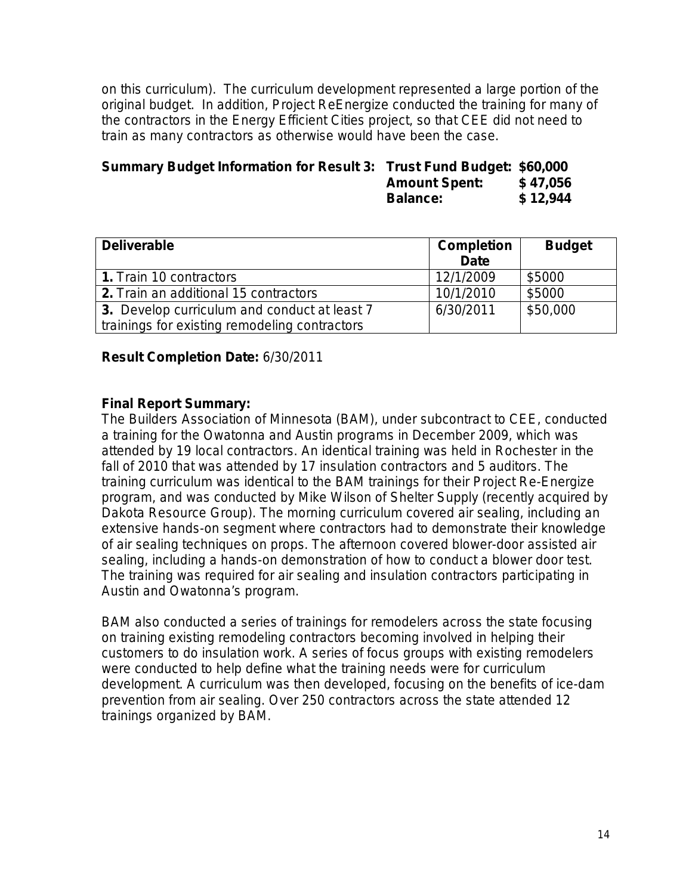on this curriculum). The curriculum development represented a large portion of the original budget. In addition, Project ReEnergize conducted the training for many of the contractors in the Energy Efficient Cities project, so that CEE did not need to train as many contractors as otherwise would have been the case.

**Summary Budget Information for Result 3: Trust Fund Budget: $60,000**
**Amount Spent: $ 47,056**
**Balance: $ 12,944**

| **Deliverable** | **Completion Date** | **Budget** |
|---|---|---|
| **1.** Train 10 contractors | 12/1/2009 | $5000 |
| **2.** Train an additional 15 contractors | 10/1/2010 | $5000 |
| **3.** Develop curriculum and conduct at least 7 trainings for existing remodeling contractors | 6/30/2011 | $50,000 |

**Result Completion Date:** 6/30/2011

**Final Report Summary:**

The Builders Association of Minnesota (BAM), under subcontract to CEE, conducted a training for the Owatonna and Austin programs in December 2009, which was attended by 19 local contractors. An identical training was held in Rochester in the fall of 2010 that was attended by 17 insulation contractors and 5 auditors. The training curriculum was identical to the BAM trainings for their Project Re-Energize program, and was conducted by Mike Wilson of Shelter Supply (recently acquired by Dakota Resource Group). The morning curriculum covered air sealing, including an extensive hands-on segment where contractors had to demonstrate their knowledge of air sealing techniques on props. The afternoon covered blower-door assisted air sealing, including a hands-on demonstration of how to conduct a blower door test. The training was required for air sealing and insulation contractors participating in Austin and Owatonna's program.

BAM also conducted a series of trainings for remodelers across the state focusing on training existing remodeling contractors becoming involved in helping their customers to do insulation work. A series of focus groups with existing remodelers were conducted to help define what the training needs were for curriculum development. A curriculum was then developed, focusing on the benefits of ice-dam prevention from air sealing. Over 250 contractors across the state attended 12 trainings organized by BAM.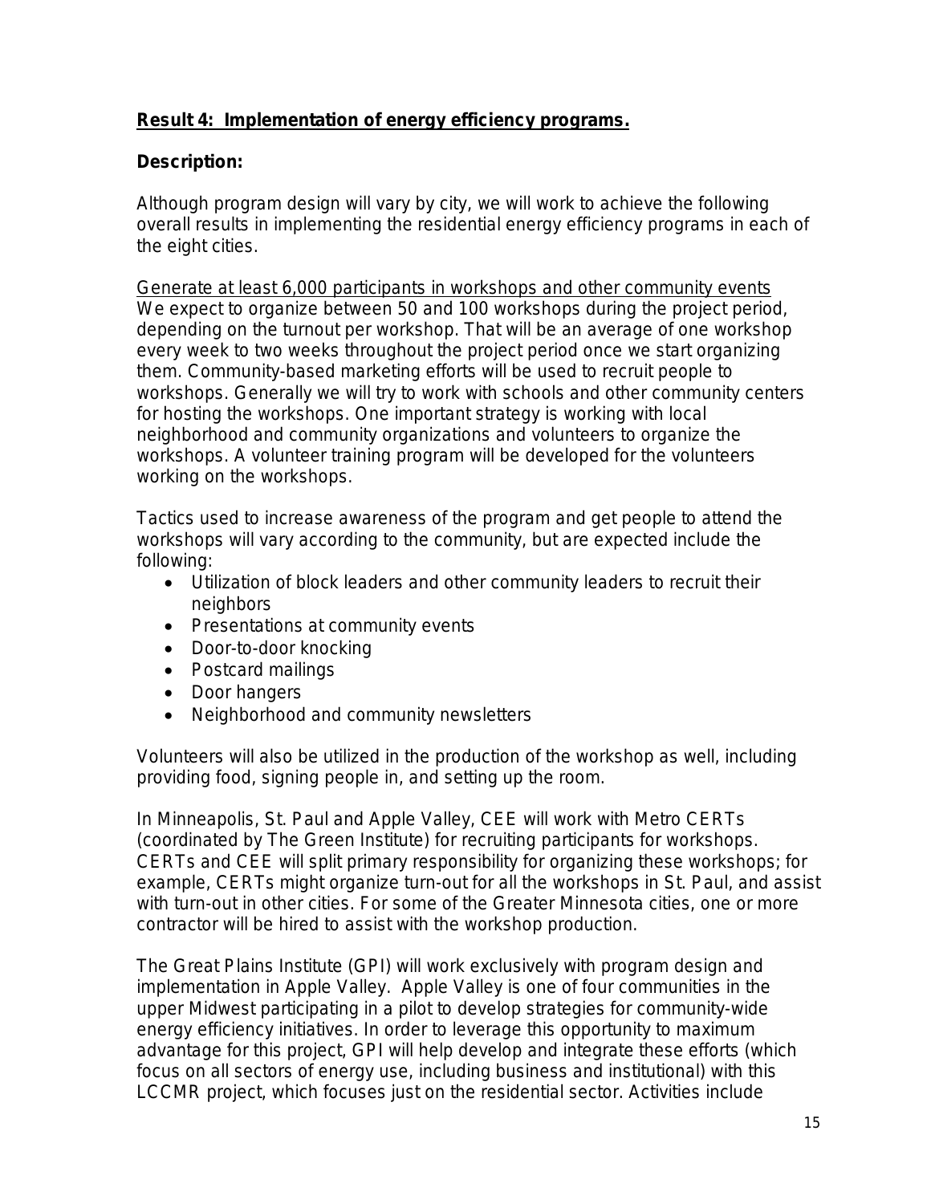**Result 4: Implementation of energy efficiency programs.**

**Description:**

Although program design will vary by city, we will work to achieve the following overall results in implementing the residential energy efficiency programs in each of the eight cities.

<u>Generate at least 6,000 participants in workshops and other community events</u>
We expect to organize between 50 and 100 workshops during the project period, depending on the turnout per workshop. That will be an average of one workshop every week to two weeks throughout the project period once we start organizing them. Community-based marketing efforts will be used to recruit people to workshops. Generally we will try to work with schools and other community centers for hosting the workshops. One important strategy is working with local neighborhood and community organizations and volunteers to organize the workshops. A volunteer training program will be developed for the volunteers working on the workshops.

Tactics used to increase awareness of the program and get people to attend the workshops will vary according to the community, but are expected include the following:

- Utilization of block leaders and other community leaders to recruit their neighbors
- Presentations at community events
- Door-to-door knocking
- Postcard mailings
- Door hangers
- Neighborhood and community newsletters

Volunteers will also be utilized in the production of the workshop as well, including providing food, signing people in, and setting up the room.

In Minneapolis, St. Paul and Apple Valley, CEE will work with Metro CERTs (coordinated by The Green Institute) for recruiting participants for workshops. CERTs and CEE will split primary responsibility for organizing these workshops; for example, CERTs might organize turn-out for all the workshops in St. Paul, and assist with turn-out in other cities. For some of the Greater Minnesota cities, one or more contractor will be hired to assist with the workshop production.

The Great Plains Institute (GPI) will work exclusively with program design and implementation in Apple Valley. Apple Valley is one of four communities in the upper Midwest participating in a pilot to develop strategies for community-wide energy efficiency initiatives. In order to leverage this opportunity to maximum advantage for this project, GPI will help develop and integrate these efforts (which focus on all sectors of energy use, including business and institutional) with this LCCMR project, which focuses just on the residential sector. Activities include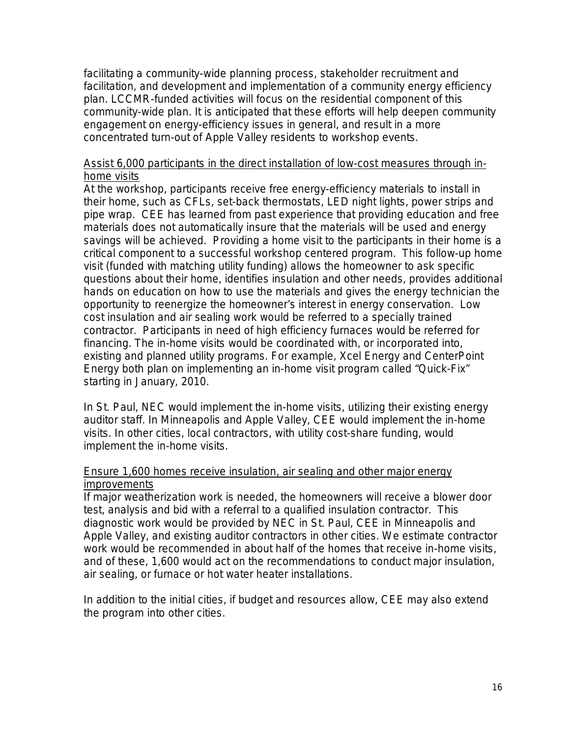facilitating a community-wide planning process, stakeholder recruitment and facilitation, and development and implementation of a community energy efficiency plan. LCCMR-funded activities will focus on the residential component of this community-wide plan. It is anticipated that these efforts will help deepen community engagement on energy-efficiency issues in general, and result in a more concentrated turn-out of Apple Valley residents to workshop events.

<u>Assist 6,000 participants in the direct installation of low-cost measures through in-home visits</u>

At the workshop, participants receive free energy-efficiency materials to install in their home, such as CFLs, set-back thermostats, LED night lights, power strips and pipe wrap. CEE has learned from past experience that providing education and free materials does not automatically insure that the materials will be used and energy savings will be achieved. Providing a home visit to the participants in their home is a critical component to a successful workshop centered program. This follow-up home visit (funded with matching utility funding) allows the homeowner to ask specific questions about their home, identifies insulation and other needs, provides additional hands on education on how to use the materials and gives the energy technician the opportunity to reenergize the homeowner's interest in energy conservation. Low cost insulation and air sealing work would be referred to a specially trained contractor. Participants in need of high efficiency furnaces would be referred for financing. The in-home visits would be coordinated with, or incorporated into, existing and planned utility programs. For example, Xcel Energy and CenterPoint Energy both plan on implementing an in-home visit program called "Quick-Fix" starting in January, 2010.

In St. Paul, NEC would implement the in-home visits, utilizing their existing energy auditor staff. In Minneapolis and Apple Valley, CEE would implement the in-home visits. In other cities, local contractors, with utility cost-share funding, would implement the in-home visits.

<u>Ensure 1,600 homes receive insulation, air sealing and other major energy improvements</u>

If major weatherization work is needed, the homeowners will receive a blower door test, analysis and bid with a referral to a qualified insulation contractor. This diagnostic work would be provided by NEC in St. Paul, CEE in Minneapolis and Apple Valley, and existing auditor contractors in other cities. We estimate contractor work would be recommended in about half of the homes that receive in-home visits, and of these, 1,600 would act on the recommendations to conduct major insulation, air sealing, or furnace or hot water heater installations.

In addition to the initial cities, if budget and resources allow, CEE may also extend the program into other cities.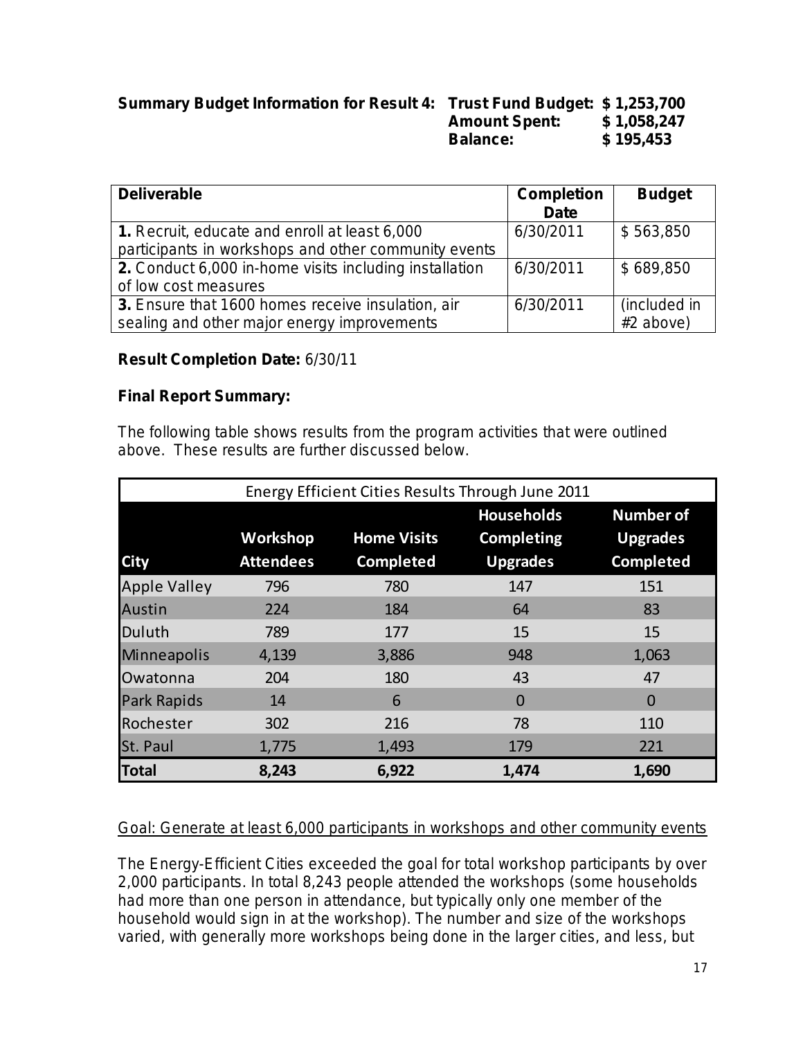**Summary Budget Information for Result 4:** **Trust Fund Budget: $ 1,253,700**
**Amount Spent: $ 1,058,247**
**Balance: $ 195,453**

| **Deliverable** | **Completion Date** | **Budget** |
|---|---|---|
| **1.** Recruit, educate and enroll at least 6,000 participants in workshops and other community events | 6/30/2011 | $ 563,850 |
| **2.** Conduct 6,000 in-home visits including installation of low cost measures | 6/30/2011 | $ 689,850 |
| **3.** Ensure that 1600 homes receive insulation, air sealing and other major energy improvements | 6/30/2011 | (included in #2 above) |

**Result Completion Date:** 6/30/11

**Final Report Summary:**

The following table shows results from the program activities that were outlined above. These results are further discussed below.

| Energy Efficient Cities Results Through June 2011 | | | | |
|---|---|---|---|---|
| **City** | **Workshop Attendees** | **Home Visits Completed** | **Households Completing Upgrades** | **Number of Upgrades Completed** |
| Apple Valley | 796 | 780 | 147 | 151 |
| Austin | 224 | 184 | 64 | 83 |
| Duluth | 789 | 177 | 15 | 15 |
| Minneapolis | 4,139 | 3,886 | 948 | 1,063 |
| Owatonna | 204 | 180 | 43 | 47 |
| Park Rapids | 14 | 6 | 0 | 0 |
| Rochester | 302 | 216 | 78 | 110 |
| St. Paul | 1,775 | 1,493 | 179 | 221 |
| **Total** | **8,243** | **6,922** | **1,474** | **1,690** |

Goal: Generate at least 6,000 participants in workshops and other community events

The Energy-Efficient Cities exceeded the goal for total workshop participants by over 2,000 participants. In total 8,243 people attended the workshops (some households had more than one person in attendance, but typically only one member of the household would sign in at the workshop). The number and size of the workshops varied, with generally more workshops being done in the larger cities, and less, but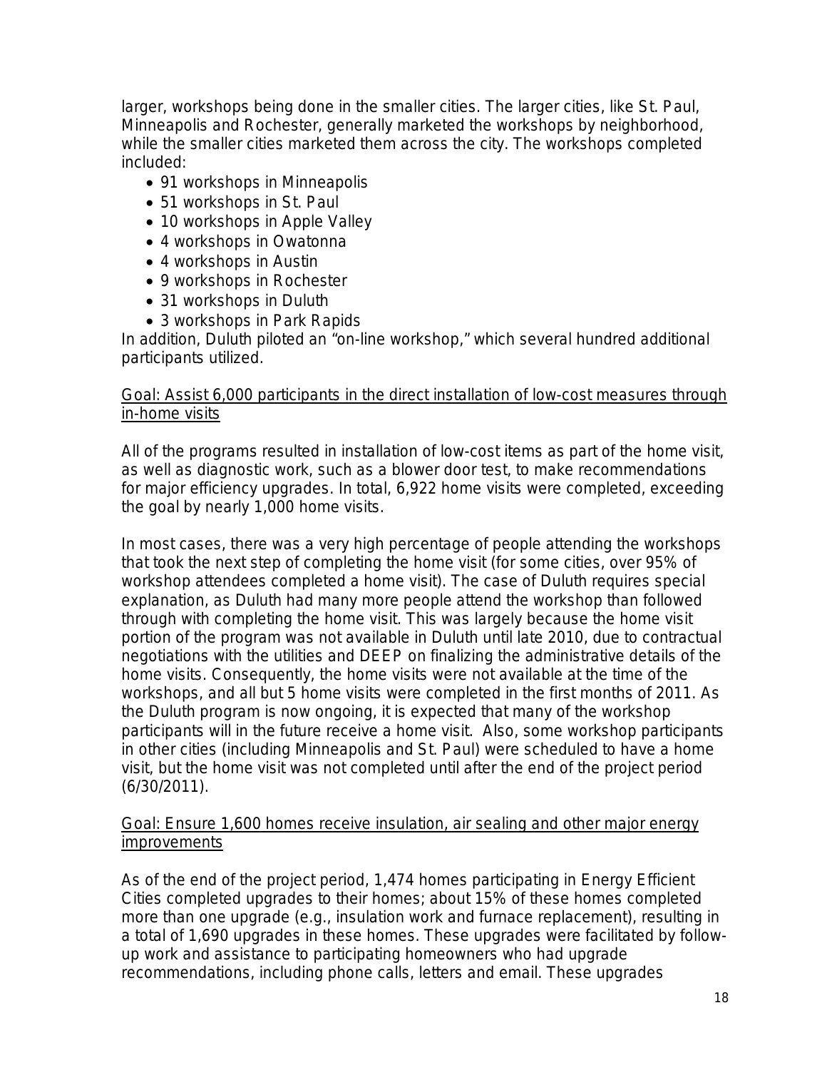larger, workshops being done in the smaller cities. The larger cities, like St. Paul, Minneapolis and Rochester, generally marketed the workshops by neighborhood, while the smaller cities marketed them across the city. The workshops completed included:

- 91 workshops in Minneapolis
- 51 workshops in St. Paul
- 10 workshops in Apple Valley
- 4 workshops in Owatonna
- 4 workshops in Austin
- 9 workshops in Rochester
- 31 workshops in Duluth
- 3 workshops in Park Rapids

In addition, Duluth piloted an "on-line workshop," which several hundred additional participants utilized.

<u>Goal: Assist 6,000 participants in the direct installation of low-cost measures through in-home visits</u>

All of the programs resulted in installation of low-cost items as part of the home visit, as well as diagnostic work, such as a blower door test, to make recommendations for major efficiency upgrades. In total, 6,922 home visits were completed, exceeding the goal by nearly 1,000 home visits.

In most cases, there was a very high percentage of people attending the workshops that took the next step of completing the home visit (for some cities, over 95% of workshop attendees completed a home visit). The case of Duluth requires special explanation, as Duluth had many more people attend the workshop than followed through with completing the home visit. This was largely because the home visit portion of the program was not available in Duluth until late 2010, due to contractual negotiations with the utilities and DEEP on finalizing the administrative details of the home visits. Consequently, the home visits were not available at the time of the workshops, and all but 5 home visits were completed in the first months of 2011. As the Duluth program is now ongoing, it is expected that many of the workshop participants will in the future receive a home visit. Also, some workshop participants in other cities (including Minneapolis and St. Paul) were scheduled to have a home visit, but the home visit was not completed until after the end of the project period (6/30/2011).

<u>Goal: Ensure 1,600 homes receive insulation, air sealing and other major energy improvements</u>

As of the end of the project period, 1,474 homes participating in Energy Efficient Cities completed upgrades to their homes; about 15% of these homes completed more than one upgrade (e.g., insulation work and furnace replacement), resulting in a total of 1,690 upgrades in these homes. These upgrades were facilitated by follow-up work and assistance to participating homeowners who had upgrade recommendations, including phone calls, letters and email. These upgrades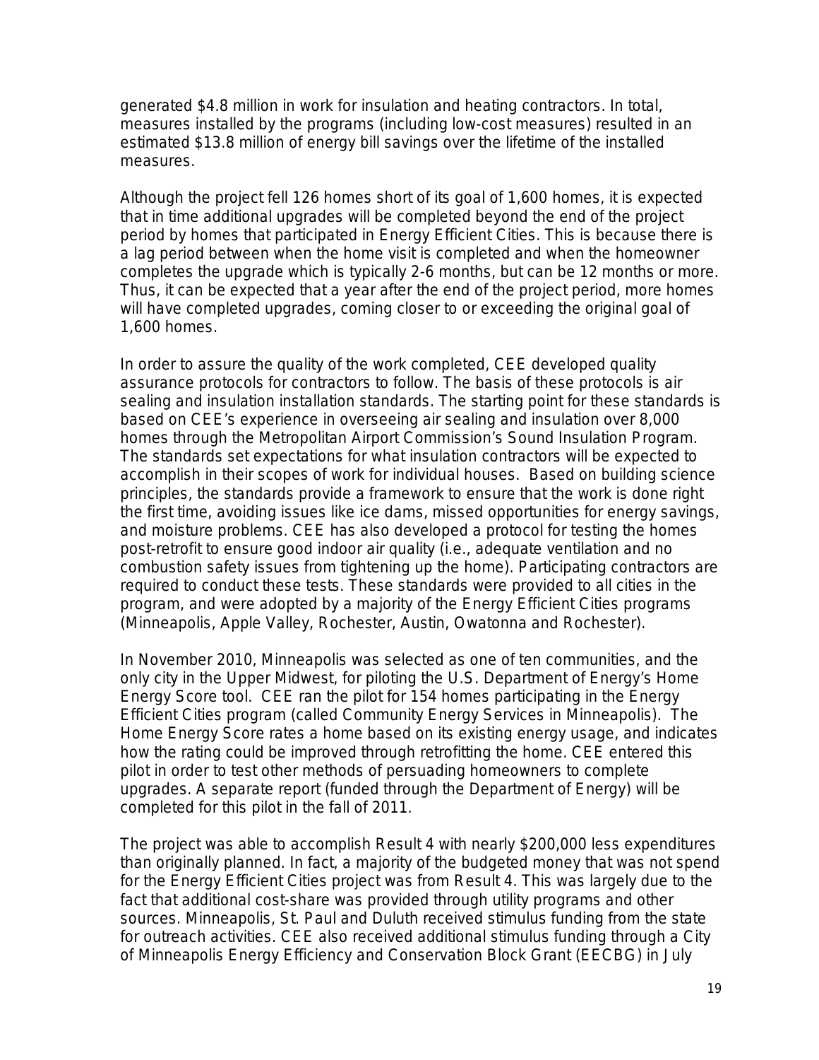generated $4.8 million in work for insulation and heating contractors. In total, measures installed by the programs (including low-cost measures) resulted in an estimated $13.8 million of energy bill savings over the lifetime of the installed measures.

Although the project fell 126 homes short of its goal of 1,600 homes, it is expected that in time additional upgrades will be completed beyond the end of the project period by homes that participated in Energy Efficient Cities. This is because there is a lag period between when the home visit is completed and when the homeowner completes the upgrade which is typically 2-6 months, but can be 12 months or more. Thus, it can be expected that a year after the end of the project period, more homes will have completed upgrades, coming closer to or exceeding the original goal of 1,600 homes.

In order to assure the quality of the work completed, CEE developed quality assurance protocols for contractors to follow. The basis of these protocols is air sealing and insulation installation standards. The starting point for these standards is based on CEE's experience in overseeing air sealing and insulation over 8,000 homes through the Metropolitan Airport Commission's Sound Insulation Program. The standards set expectations for what insulation contractors will be expected to accomplish in their scopes of work for individual houses. Based on building science principles, the standards provide a framework to ensure that the work is done right the first time, avoiding issues like ice dams, missed opportunities for energy savings, and moisture problems. CEE has also developed a protocol for testing the homes post-retrofit to ensure good indoor air quality (i.e., adequate ventilation and no combustion safety issues from tightening up the home). Participating contractors are required to conduct these tests. These standards were provided to all cities in the program, and were adopted by a majority of the Energy Efficient Cities programs (Minneapolis, Apple Valley, Rochester, Austin, Owatonna and Rochester).

In November 2010, Minneapolis was selected as one of ten communities, and the only city in the Upper Midwest, for piloting the U.S. Department of Energy's Home Energy Score tool. CEE ran the pilot for 154 homes participating in the Energy Efficient Cities program (called Community Energy Services in Minneapolis). The Home Energy Score rates a home based on its existing energy usage, and indicates how the rating could be improved through retrofitting the home. CEE entered this pilot in order to test other methods of persuading homeowners to complete upgrades. A separate report (funded through the Department of Energy) will be completed for this pilot in the fall of 2011.

The project was able to accomplish Result 4 with nearly $200,000 less expenditures than originally planned. In fact, a majority of the budgeted money that was not spend for the Energy Efficient Cities project was from Result 4. This was largely due to the fact that additional cost-share was provided through utility programs and other sources. Minneapolis, St. Paul and Duluth received stimulus funding from the state for outreach activities. CEE also received additional stimulus funding through a City of Minneapolis Energy Efficiency and Conservation Block Grant (EECBG) in July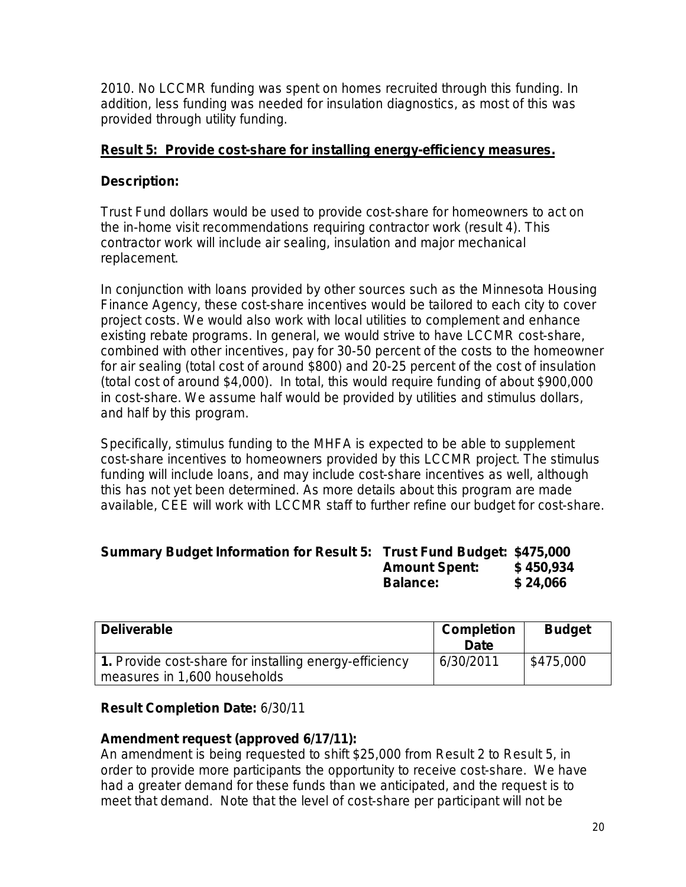2010. No LCCMR funding was spent on homes recruited through this funding. In addition, less funding was needed for insulation diagnostics, as most of this was provided through utility funding.

**Result 5: Provide cost-share for installing energy-efficiency measures.**

**Description:**

Trust Fund dollars would be used to provide cost-share for homeowners to act on the in-home visit recommendations requiring contractor work (result 4). This contractor work will include air sealing, insulation and major mechanical replacement.

In conjunction with loans provided by other sources such as the Minnesota Housing Finance Agency, these cost-share incentives would be tailored to each city to cover project costs. We would also work with local utilities to complement and enhance existing rebate programs. In general, we would strive to have LCCMR cost-share, combined with other incentives, pay for 30-50 percent of the costs to the homeowner for air sealing (total cost of around $800) and 20-25 percent of the cost of insulation (total cost of around $4,000). In total, this would require funding of about $900,000 in cost-share. We assume half would be provided by utilities and stimulus dollars, and half by this program.

Specifically, stimulus funding to the MHFA is expected to be able to supplement cost-share incentives to homeowners provided by this LCCMR project. The stimulus funding will include loans, and may include cost-share incentives as well, although this has not yet been determined. As more details about this program are made available, CEE will work with LCCMR staff to further refine our budget for cost-share.

**Summary Budget Information for Result 5:** **Trust Fund Budget: $475,000**
**Amount Spent: $ 450,934**
**Balance: $ 24,066**

| Deliverable | Completion Date | Budget |
|---|---|---|
| **1.** Provide cost-share for installing energy-efficiency measures in 1,600 households | 6/30/2011 | $475,000 |

**Result Completion Date:** 6/30/11

**Amendment request (approved 6/17/11):**
An amendment is being requested to shift $25,000 from Result 2 to Result 5, in order to provide more participants the opportunity to receive cost-share. We have had a greater demand for these funds than we anticipated, and the request is to meet that demand. Note that the level of cost-share per participant will not be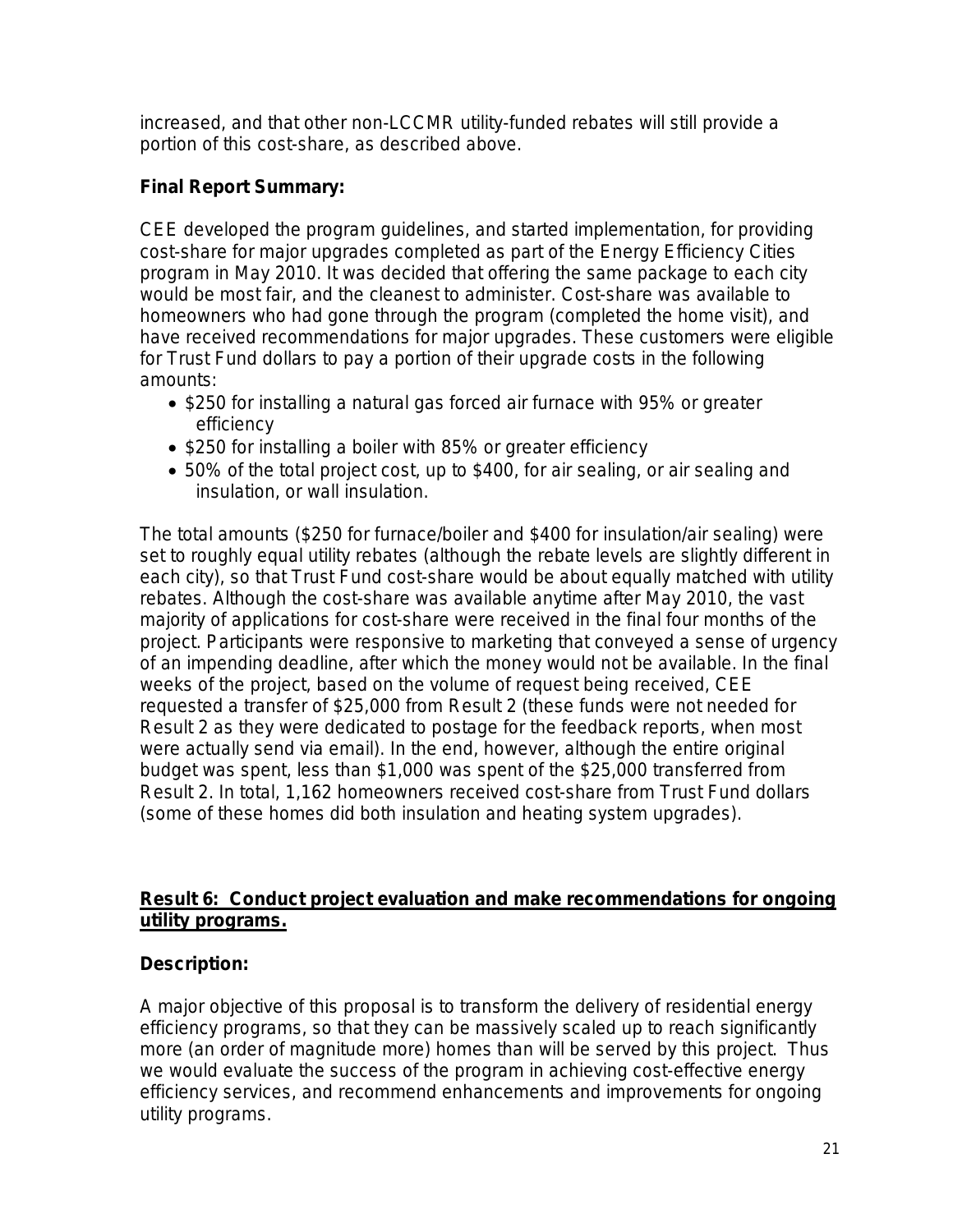increased, and that other non-LCCMR utility-funded rebates will still provide a portion of this cost-share, as described above.

**Final Report Summary:**

CEE developed the program guidelines, and started implementation, for providing cost-share for major upgrades completed as part of the Energy Efficiency Cities program in May 2010. It was decided that offering the same package to each city would be most fair, and the cleanest to administer. Cost-share was available to homeowners who had gone through the program (completed the home visit), and have received recommendations for major upgrades. These customers were eligible for Trust Fund dollars to pay a portion of their upgrade costs in the following amounts:

- $250 for installing a natural gas forced air furnace with 95% or greater efficiency
- $250 for installing a boiler with 85% or greater efficiency
- 50% of the total project cost, up to $400, for air sealing, or air sealing and insulation, or wall insulation.

The total amounts ($250 for furnace/boiler and $400 for insulation/air sealing) were set to roughly equal utility rebates (although the rebate levels are slightly different in each city), so that Trust Fund cost-share would be about equally matched with utility rebates. Although the cost-share was available anytime after May 2010, the vast majority of applications for cost-share were received in the final four months of the project. Participants were responsive to marketing that conveyed a sense of urgency of an impending deadline, after which the money would not be available. In the final weeks of the project, based on the volume of request being received, CEE requested a transfer of $25,000 from Result 2 (these funds were not needed for Result 2 as they were dedicated to postage for the feedback reports, when most were actually send via email). In the end, however, although the entire original budget was spent, less than $1,000 was spent of the $25,000 transferred from Result 2. In total, 1,162 homeowners received cost-share from Trust Fund dollars (some of these homes did both insulation and heating system upgrades).

## Result 6: Conduct project evaluation and make recommendations for ongoing utility programs.

**Description:**

A major objective of this proposal is to transform the delivery of residential energy efficiency programs, so that they can be massively scaled up to reach significantly more (an order of magnitude more) homes than will be served by this project. Thus we would evaluate the success of the program in achieving cost-effective energy efficiency services, and recommend enhancements and improvements for ongoing utility programs.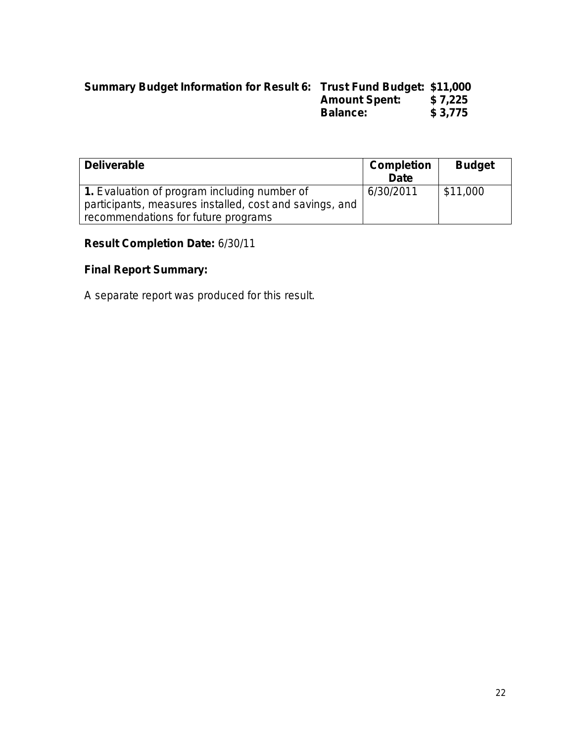**Summary Budget Information for Result 6:** **Trust Fund Budget: $11,000**
**Amount Spent: $ 7,225**
**Balance: $ 3,775**

| Deliverable | Completion Date | Budget |
|---|---|---|
| **1.** Evaluation of program including number of participants, measures installed, cost and savings, and recommendations for future programs | 6/30/2011 | $11,000 |

**Result Completion Date:** 6/30/11

**Final Report Summary:**

A separate report was produced for this result.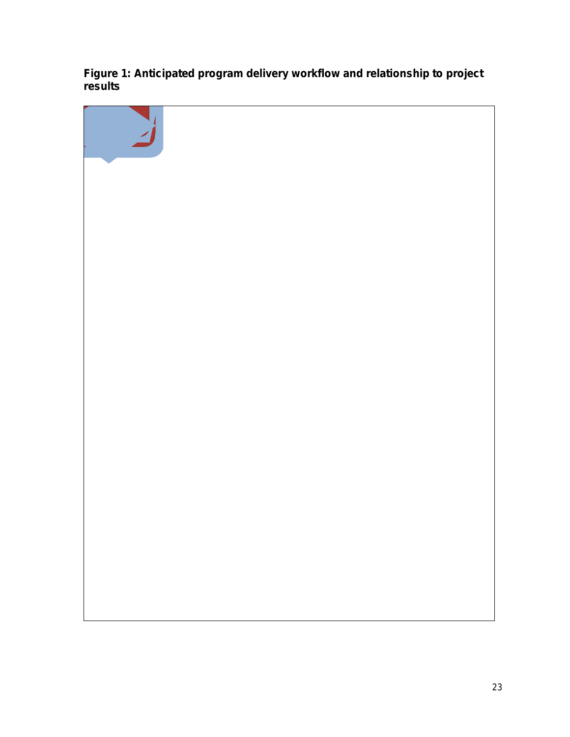**Figure 1: Anticipated program delivery workflow and relationship to project results**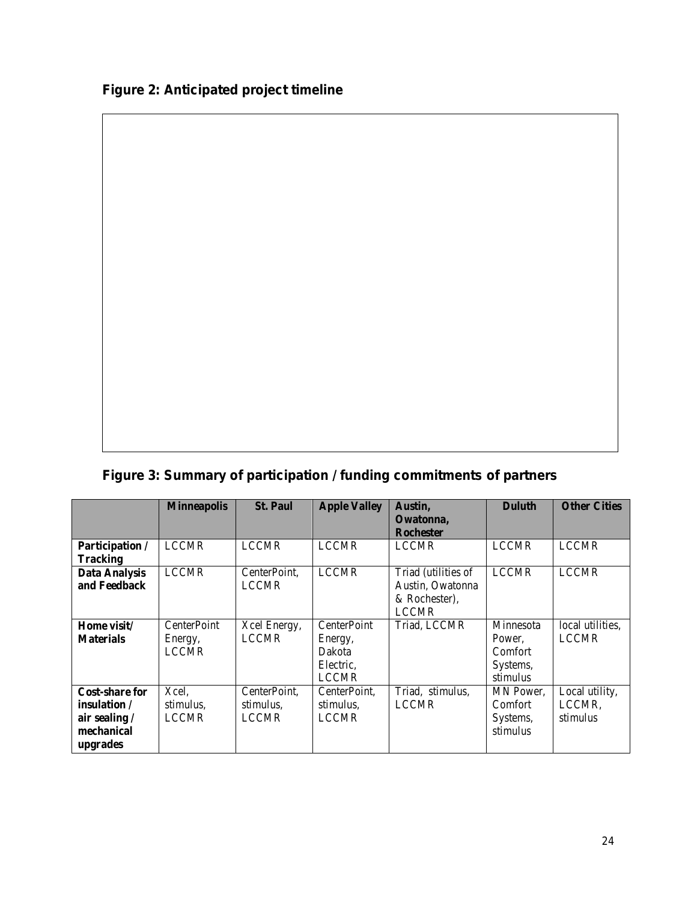**Figure 2: Anticipated project timeline**

**Figure 3: Summary of participation / funding commitments of partners**

| | **Minneapolis** | **St. Paul** | **Apple Valley** | **Austin, Owatonna, Rochester** | **Duluth** | **Other Cities** |
|---|---|---|---|---|---|---|
| **Participation / Tracking** | LCCMR | LCCMR | LCCMR | LCCMR | LCCMR | LCCMR |
| **Data Analysis and Feedback** | LCCMR | CenterPoint, LCCMR | LCCMR | Triad (utilities of Austin, Owatonna & Rochester), LCCMR | LCCMR | LCCMR |
| **Home visit/ Materials** | CenterPoint Energy, LCCMR | Xcel Energy, LCCMR | CenterPoint Energy, Dakota Electric, LCCMR | Triad, LCCMR | Minnesota Power, Comfort Systems, stimulus | local utilities, LCCMR |
| **Cost-share for insulation / air sealing / mechanical upgrades** | Xcel, stimulus, LCCMR | CenterPoint, stimulus, LCCMR | CenterPoint, stimulus, LCCMR | Triad, stimulus, LCCMR | MN Power, Comfort Systems, stimulus | Local utility, LCCMR, stimulus |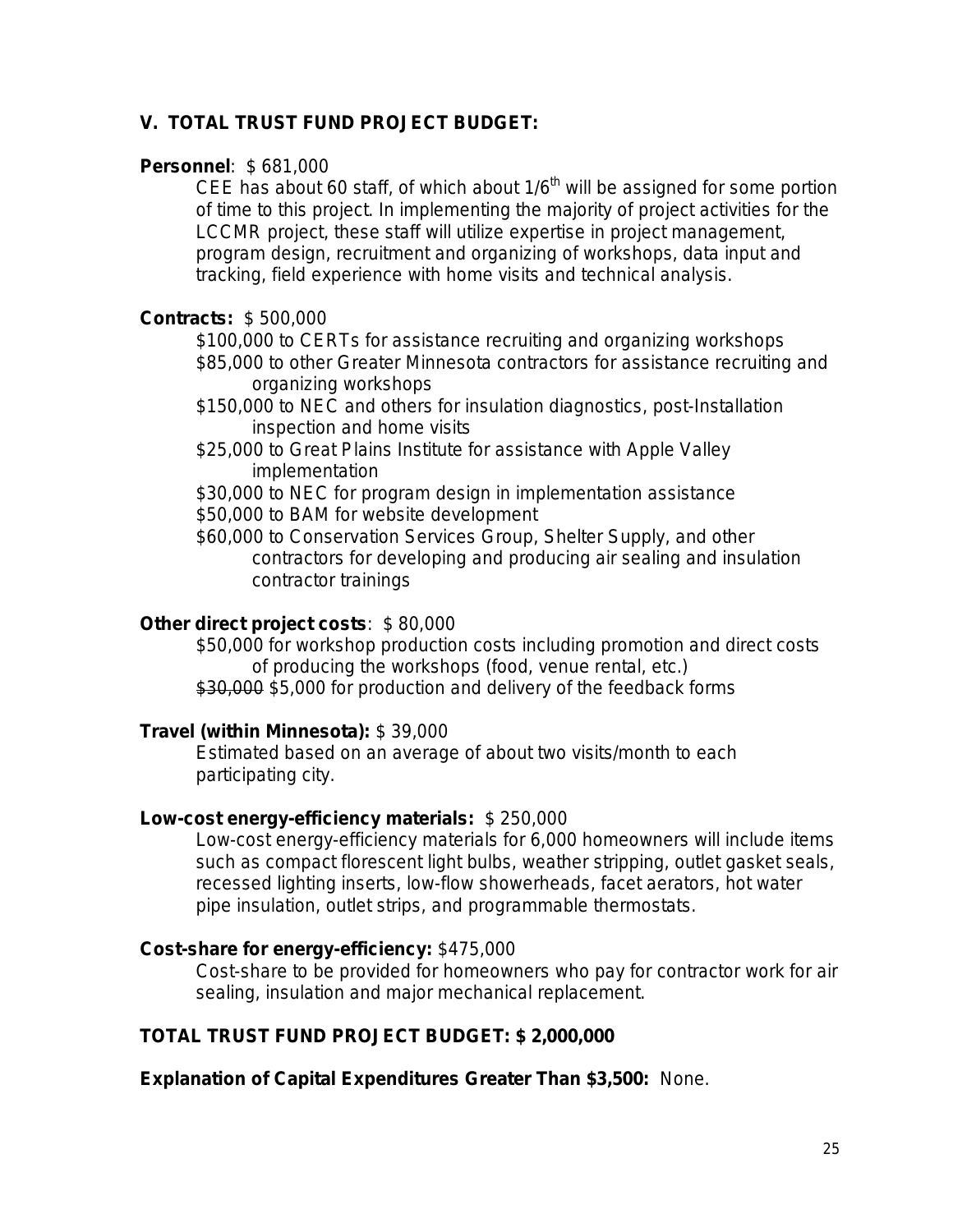## V. TOTAL TRUST FUND PROJECT BUDGET:

**Personnel**: $ 681,000

CEE has about 60 staff, of which about 1/6th will be assigned for some portion of time to this project. In implementing the majority of project activities for the LCCMR project, these staff will utilize expertise in project management, program design, recruitment and organizing of workshops, data input and tracking, field experience with home visits and technical analysis.

**Contracts:** $ 500,000

- $100,000 to CERTs for assistance recruiting and organizing workshops
- $85,000 to other Greater Minnesota contractors for assistance recruiting and organizing workshops
- $150,000 to NEC and others for insulation diagnostics, post-Installation inspection and home visits
- $25,000 to Great Plains Institute for assistance with Apple Valley implementation
- $30,000 to NEC for program design in implementation assistance
- $50,000 to BAM for website development
- $60,000 to Conservation Services Group, Shelter Supply, and other contractors for developing and producing air sealing and insulation contractor trainings

**Other direct project costs**: $ 80,000

- $50,000 for workshop production costs including promotion and direct costs of producing the workshops (food, venue rental, etc.)
- ~~$30,000~~ $5,000 for production and delivery of the feedback forms

**Travel (within Minnesota):** $ 39,000

Estimated based on an average of about two visits/month to each participating city.

**Low-cost energy-efficiency materials:** $ 250,000

Low-cost energy-efficiency materials for 6,000 homeowners will include items such as compact florescent light bulbs, weather stripping, outlet gasket seals, recessed lighting inserts, low-flow showerheads, facet aerators, hot water pipe insulation, outlet strips, and programmable thermostats.

**Cost-share for energy-efficiency:** $475,000

Cost-share to be provided for homeowners who pay for contractor work for air sealing, insulation and major mechanical replacement.

**TOTAL TRUST FUND PROJECT BUDGET: $ 2,000,000**

**Explanation of Capital Expenditures Greater Than $3,500:** None.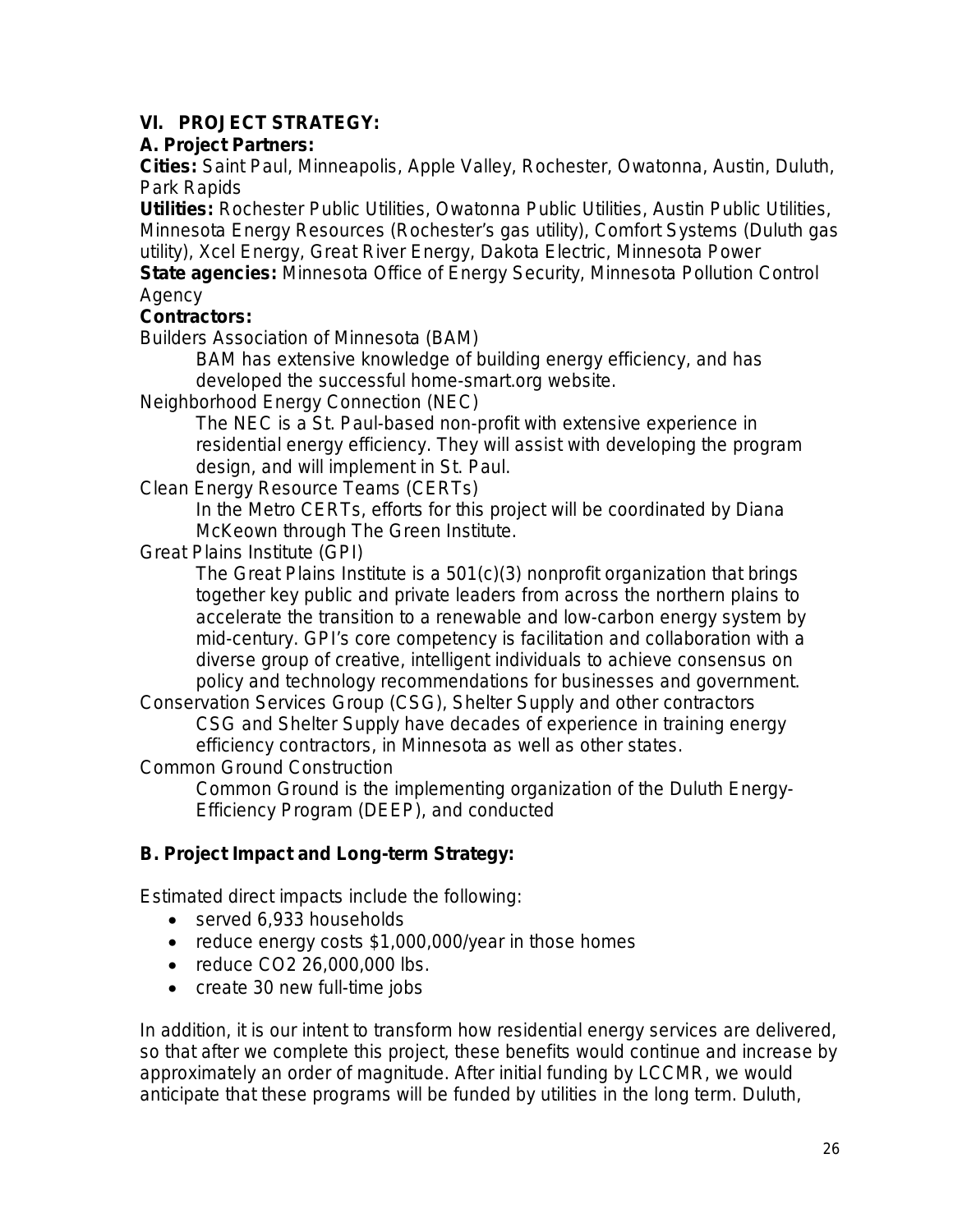## VI. PROJECT STRATEGY:

### A. Project Partners:

**Cities:** Saint Paul, Minneapolis, Apple Valley, Rochester, Owatonna, Austin, Duluth, Park Rapids

**Utilities:** Rochester Public Utilities, Owatonna Public Utilities, Austin Public Utilities, Minnesota Energy Resources (Rochester's gas utility), Comfort Systems (Duluth gas utility), Xcel Energy, Great River Energy, Dakota Electric, Minnesota Power

**State agencies:** Minnesota Office of Energy Security, Minnesota Pollution Control Agency

**Contractors:**

Builders Association of Minnesota (BAM)

> BAM has extensive knowledge of building energy efficiency, and has developed the successful home-smart.org website.

Neighborhood Energy Connection (NEC)

> The NEC is a St. Paul-based non-profit with extensive experience in residential energy efficiency. They will assist with developing the program design, and will implement in St. Paul.

Clean Energy Resource Teams (CERTs)

> In the Metro CERTs, efforts for this project will be coordinated by Diana McKeown through The Green Institute.

Great Plains Institute (GPI)

> The Great Plains Institute is a 501(c)(3) nonprofit organization that brings together key public and private leaders from across the northern plains to accelerate the transition to a renewable and low-carbon energy system by mid-century. GPI's core competency is facilitation and collaboration with a diverse group of creative, intelligent individuals to achieve consensus on policy and technology recommendations for businesses and government.

Conservation Services Group (CSG), Shelter Supply and other contractors

> CSG and Shelter Supply have decades of experience in training energy efficiency contractors, in Minnesota as well as other states.

Common Ground Construction

> Common Ground is the implementing organization of the Duluth Energy-Efficiency Program (DEEP), and conducted

### B. Project Impact and Long-term Strategy:

Estimated direct impacts include the following:

- served 6,933 households
- reduce energy costs $1,000,000/year in those homes
- reduce $CO_2$ 26,000,000 lbs.
- create 30 new full-time jobs

In addition, it is our intent to transform how residential energy services are delivered, so that after we complete this project, these benefits would continue and increase by approximately an order of magnitude. After initial funding by LCCMR, we would anticipate that these programs will be funded by utilities in the long term. Duluth,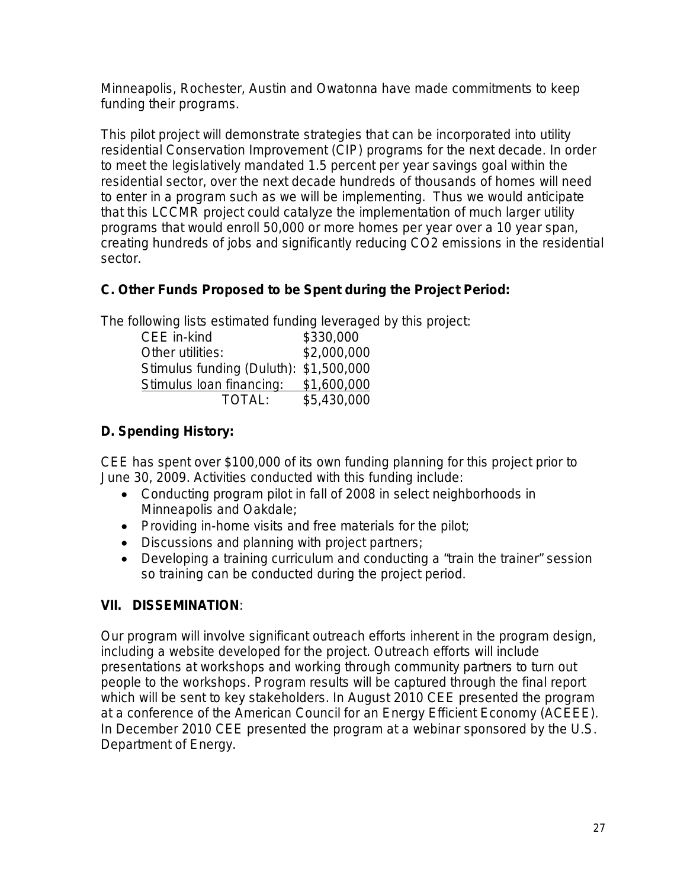Minneapolis, Rochester, Austin and Owatonna have made commitments to keep funding their programs.

This pilot project will demonstrate strategies that can be incorporated into utility residential Conservation Improvement (CIP) programs for the next decade. In order to meet the legislatively mandated 1.5 percent per year savings goal within the residential sector, over the next decade hundreds of thousands of homes will need to enter in a program such as we will be implementing. Thus we would anticipate that this LCCMR project could catalyze the implementation of much larger utility programs that would enroll 50,000 or more homes per year over a 10 year span, creating hundreds of jobs and significantly reducing $CO_2$ emissions in the residential sector.

### C. Other Funds Proposed to be Spent during the Project Period:

The following lists estimated funding leveraged by this project:

| | |
|---|---|
| CEE in-kind | \$330,000 |
| Other utilities: | \$2,000,000 |
| Stimulus funding (Duluth): | \$1,500,000 |
| Stimulus loan financing: | \$1,600,000 |
| TOTAL: | \$5,430,000 |

### D. Spending History:

CEE has spent over \$100,000 of its own funding planning for this project prior to June 30, 2009. Activities conducted with this funding include:

- Conducting program pilot in fall of 2008 in select neighborhoods in Minneapolis and Oakdale;
- Providing in-home visits and free materials for the pilot;
- Discussions and planning with project partners;
- Developing a training curriculum and conducting a "train the trainer" session so training can be conducted during the project period.

## VII. DISSEMINATION:

Our program will involve significant outreach efforts inherent in the program design, including a website developed for the project. Outreach efforts will include presentations at workshops and working through community partners to turn out people to the workshops. Program results will be captured through the final report which will be sent to key stakeholders. In August 2010 CEE presented the program at a conference of the American Council for an Energy Efficient Economy (ACEEE). In December 2010 CEE presented the program at a webinar sponsored by the U.S. Department of Energy.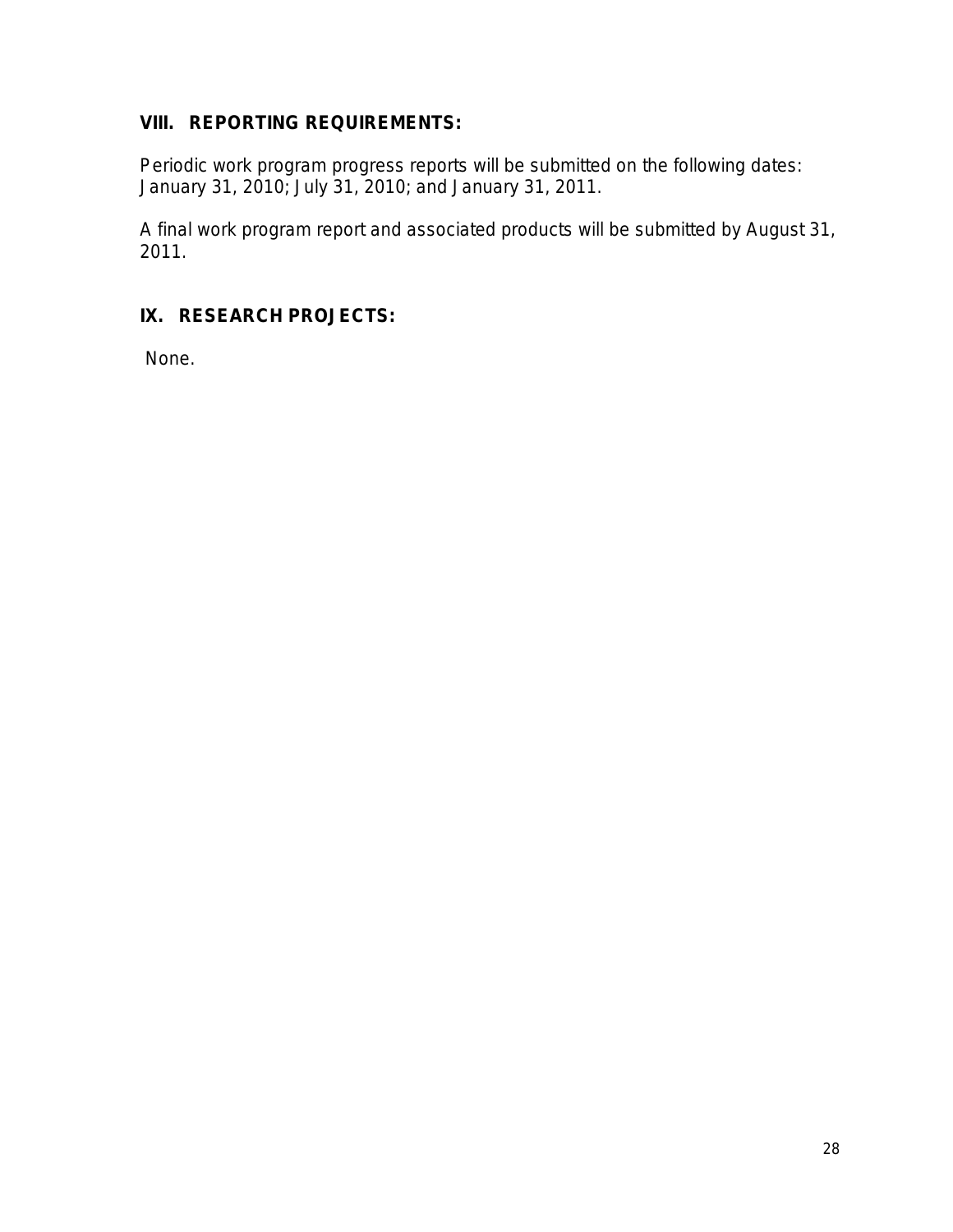## VIII. REPORTING REQUIREMENTS:

Periodic work program progress reports will be submitted on the following dates: January 31, 2010; July 31, 2010; and January 31, 2011.

A final work program report and associated products will be submitted by August 31, 2011.

## IX. RESEARCH PROJECTS:

None.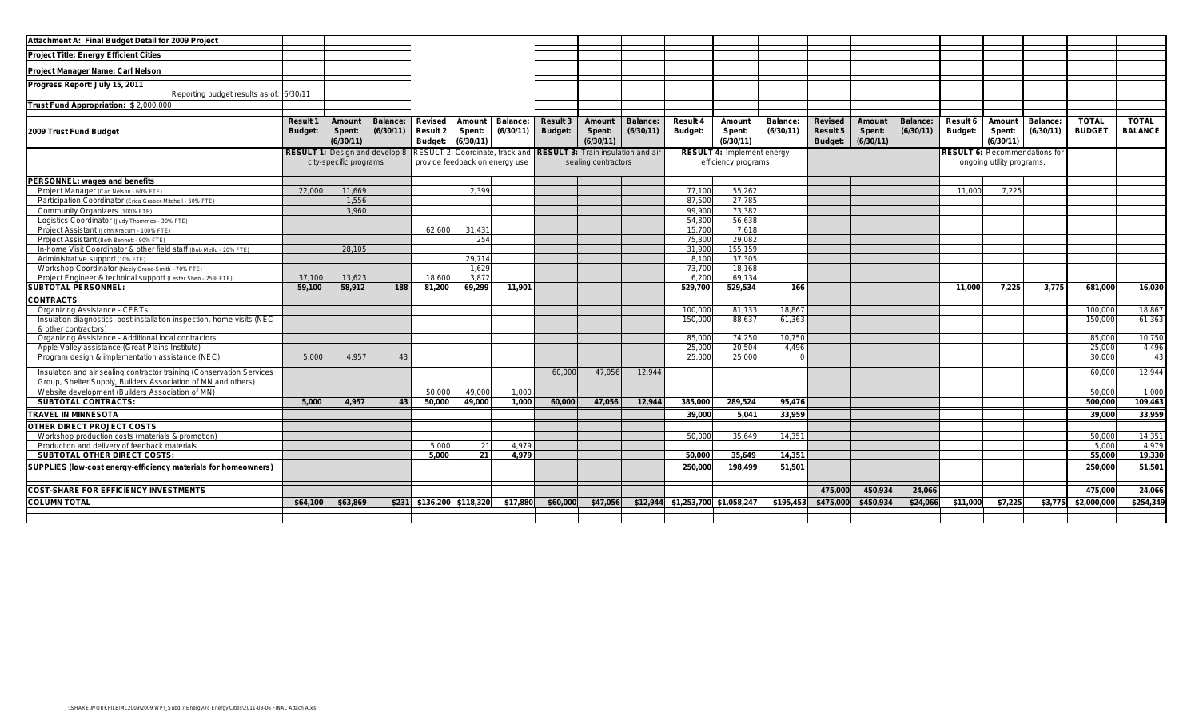**Attachment A: Final Budget Detail for 2009 Project**

**Project Title: Energy Efficient Cities**

**Project Manager Name: Carl Nelson**

**Progress Report: July 15, 2011**

Reporting budget results as of: 6/30/11

**Trust Fund Appropriation: $ 2,000,000**

| 2009 Trust Fund Budget | Result 1 Budget: | Amount Spent: (6/30/11) | Balance: (6/30/11) | Revised Result 2 Budget: | Amount Spent: (6/30/11) | Balance: (6/30/11) | Result 3 Budget: | Amount Spent: (6/30/11) | Balance: (6/30/11) | Result 4 Budget: | Amount Spent: (6/30/11) | Balance: (6/30/11) | Revised Result 5 Budget: | Amount Spent: (6/30/11) | Balance: (6/30/11) | Result 6 Budget: | Amount Spent: (6/30/11) | Balance: (6/30/11) | TOTAL BUDGET | TOTAL BALANCE |
|---|---|---|---|---|---|---|---|---|---|---|---|---|---|---|---|---|---|---|---|---|
| | **RESULT 1:** Design and develop 8 city-specific programs | | | RESULT 2: Coordinate, track and provide feedback on energy use | | | **RESULT 3:** Train insulation and air sealing contractors | | | **RESULT 4:** Implement energy efficiency programs | | | | | | **RESULT 6:** Recommendations for ongoing utility programs. | | | | |
| **PERSONNEL: wages and benefits** | | | | | | | | | | | | | | | | | | | | |
| Project Manager (Carl Nelson - 60% FTE) | 22,000 | 11,669 | | | 2,399 | | | | | 77,100 | 55,262 | | | | | 11,000 | 7,225 | | | |
| Participation Coordinator (Erica Graber-Mitchell - 60% FTE) | | 1,556 | | | | | | | | 87,500 | 27,785 | | | | | | | | | |
| Community Organizers (100% FTE) | | 3,960 | | | | | | | | 99,900 | 73,382 | | | | | | | | | |
| Logistics Coordinator (Judy Thommes - 30% FTE) | | | | | | | | | | 54,300 | 56,638 | | | | | | | | | |
| Project Assistant (John Kracum - 100% FTE) | | | | 62,600 | 31,431 | | | | | 15,700 | 7,618 | | | | | | | | | |
| Project Assistant (Beth Bennett - 90% FTE) | | | | | 254 | | | | | 75,300 | 29,082 | | | | | | | | | |
| In-home Visit Coordinator & other field staff (Bob Mello - 20% FTE) | | 28,105 | | | | | | | | 31,900 | 155,159 | | | | | | | | | |
| Administrative support (10% FTE) | | | | | 29,714 | | | | | 8,100 | 37,305 | | | | | | | | | |
| Workshop Coordinator (Neely Crane-Smith - 70% FTE) | | | | | 1,629 | | | | | 73,700 | 18,168 | | | | | | | | | |
| Project Engineer & technical support (Lester Shen - 25% FTE) | 37,100 | 13,623 | | 18,600 | 3,872 | | | | | 6,200 | 69,134 | | | | | | | | | |
| **SUBTOTAL PERSONNEL:** | **59,100** | **58,912** | **188** | **81,200** | **69,299** | **11,901** | | | | **529,700** | **529,534** | **166** | | | | **11,000** | **7,225** | **3,775** | **681,000** | **16,030** |
| **CONTRACTS** | | | | | | | | | | | | | | | | | | | | |
| Organizing Assistance - CERTs | | | | | | | | | | 100,000 | 81,133 | 18,867 | | | | | | | 100,000 | 18,867 |
| Insulation diagnostics, post installation inspection, home visits (NEC & other contractors) | | | | | | | | | | 150,000 | 88,637 | 61,363 | | | | | | | 150,000 | 61,363 |
| Organizing Assistance - Additional local contractors | | | | | | | | | | 85,000 | 74,250 | 10,750 | | | | | | | 85,000 | 10,750 |
| Apple Valley assistance (Great Plains Institute) | | | | | | | | | | 25,000 | 20,504 | 4,496 | | | | | | | 25,000 | 4,496 |
| Program design & implementation assistance (NEC) | 5,000 | 4,957 | 43 | | | | | | | 25,000 | 25,000 | 0 | | | | | | | 30,000 | 43 |
| Insulation and air sealing contractor training (Conservation Services Group, Shelter Supply, Builders Association of MN and others) | | | | | | | 60,000 | 47,056 | 12,944 | | | | | | | | | | 60,000 | 12,944 |
| Website development (Builders Association of MN) | | | | 50,000 | 49,000 | 1,000 | | | | | | | | | | | | | 50,000 | 1,000 |
| **SUBTOTAL CONTRACTS:** | **5,000** | **4,957** | **43** | **50,000** | **49,000** | **1,000** | **60,000** | **47,056** | **12,944** | **385,000** | **289,524** | **95,476** | | | | | | | **500,000** | **109,463** |
| **TRAVEL IN MINNESOTA** | | | | | | | | | | **39,000** | **5,041** | **33,959** | | | | | | | **39,000** | **33,959** |
| **OTHER DIRECT PROJECT COSTS** | | | | | | | | | | | | | | | | | | | | |
| Workshop production costs (materials & promotion) | | | | | | | | | | 50,000 | 35,649 | 14,351 | | | | | | | 50,000 | 14,351 |
| Production and delivery of feedback materials | | | | 5,000 | 21 | 4,979 | | | | | | | | | | | | | 5,000 | 4,979 |
| **SUBTOTAL OTHER DIRECT COSTS:** | | | | **5,000** | **21** | **4,979** | | | | **50,000** | **35,649** | **14,351** | | | | | | | **55,000** | **19,330** |
| **SUPPLIES (low-cost energy-efficiency materials for homeowners)** | | | | | | | | | | **250,000** | **198,499** | **51,501** | | | | | | | **250,000** | **51,501** |
| **COST-SHARE FOR EFFICIENCY INVESTMENTS** | | | | | | | | | | | | | **475,000** | **450,934** | **24,066** | | | | **475,000** | **24,066** |
| **COLUMN TOTAL** | **$64,100** | **$63,869** | **$231** | **$136,200** | **$118,320** | **$17,880** | **$60,000** | **$47,056** | **$12,944** | **$1,253,700** | **$1,058,247** | **$195,453** | **$475,000** | **$450,934** | **$24,066** | **$11,000** | **$7,225** | **$3,775** | **$2,000,000** | **$254,349** |